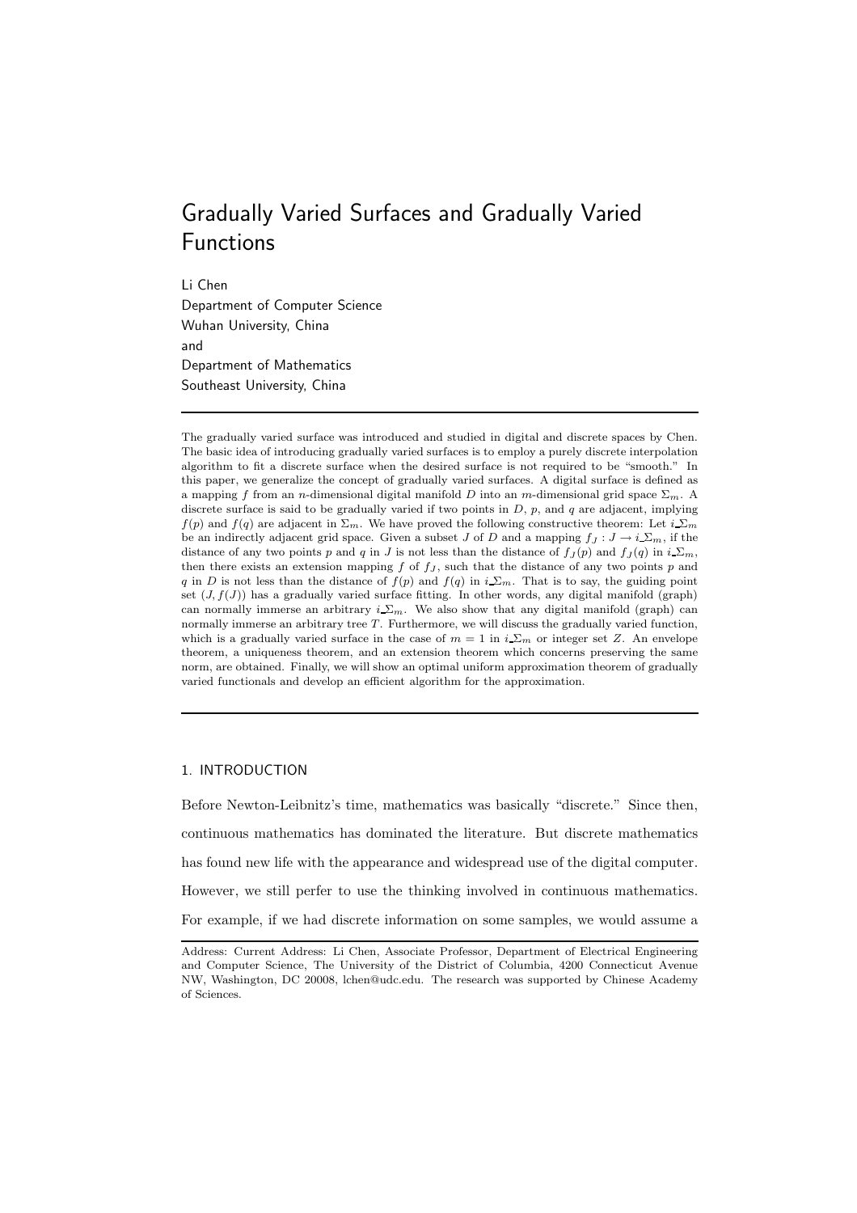# Gradually Varied Surfaces and Gradually Varied Functions

Li Chen
Department of Computer Science
Wuhan University, China
and
Department of Mathematics
Southeast University, China

---

The gradually varied surface was introduced and studied in digital and discrete spaces by Chen. The basic idea of introducing gradually varied surfaces is to employ a purely discrete interpolation algorithm to fit a discrete surface when the desired surface is not required to be "smooth." In this paper, we generalize the concept of gradually varied surfaces. A digital surface is defined as a mapping $f$ from an $n$-dimensional digital manifold $D$ into an $m$-dimensional grid space $\Sigma_m$. A discrete surface is said to be gradually varied if two points in $D$, $p$, and $q$ are adjacent, implying $f(p)$ and $f(q)$ are adjacent in $\Sigma_m$. We have proved the following constructive theorem: Let $i\_\Sigma_m$ be an indirectly adjacent grid space. Given a subset $J$ of $D$ and a mapping $f_J : J \rightarrow i\_\Sigma_m$, if the distance of any two points $p$ and $q$ in $J$ is not less than the distance of $f_J(p)$ and $f_J(q)$ in $i\_\Sigma_m$, then there exists an extension mapping $f$ of $f_J$, such that the distance of any two points $p$ and $q$ in $D$ is not less than the distance of $f(p)$ and $f(q)$ in $i\_\Sigma_m$. That is to say, the guiding point set $(J, f(J))$ has a gradually varied surface fitting. In other words, any digital manifold (graph) can normally immerse an arbitrary $i\_\Sigma_m$. We also show that any digital manifold (graph) can normally immerse an arbitrary tree $T$. Furthermore, we will discuss the gradually varied function, which is a gradually varied surface in the case of $m = 1$ in $i\_\Sigma_m$ or integer set $Z$. An envelope theorem, a uniqueness theorem, and an extension theorem which concerns preserving the same norm, are obtained. Finally, we will show an optimal uniform approximation theorem of gradually varied functionals and develop an efficient algorithm for the approximation.

---

## 1. INTRODUCTION

Before Newton-Leibnitz's time, mathematics was basically "discrete." Since then, continuous mathematics has dominated the literature. But discrete mathematics has found new life with the appearance and widespread use of the digital computer. However, we still perfer to use the thinking involved in continuous mathematics. For example, if we had discrete information on some samples, we would assume a

---

Address: Current Address: Li Chen, Associate Professor, Department of Electrical Engineering and Computer Science, The University of the District of Columbia, 4200 Connecticut Avenue NW, Washington, DC 20008, lchen@udc.edu. The research was supported by Chinese Academy of Sciences.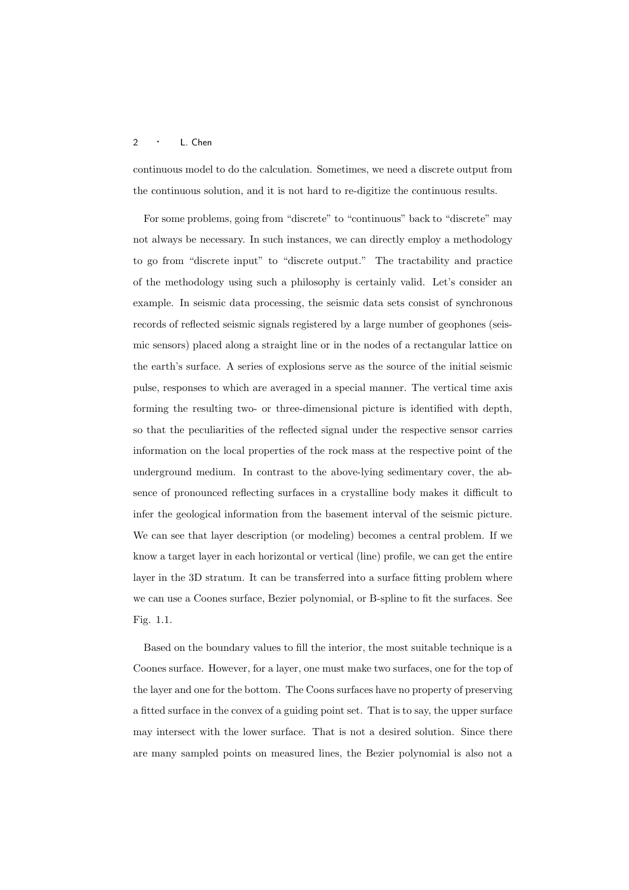continuous model to do the calculation. Sometimes, we need a discrete output from the continuous solution, and it is not hard to re-digitize the continuous results.

For some problems, going from "discrete" to "continuous" back to "discrete" may not always be necessary. In such instances, we can directly employ a methodology to go from "discrete input" to "discrete output." The tractability and practice of the methodology using such a philosophy is certainly valid. Let's consider an example. In seismic data processing, the seismic data sets consist of synchronous records of reflected seismic signals registered by a large number of geophones (seismic sensors) placed along a straight line or in the nodes of a rectangular lattice on the earth's surface. A series of explosions serve as the source of the initial seismic pulse, responses to which are averaged in a special manner. The vertical time axis forming the resulting two- or three-dimensional picture is identified with depth, so that the peculiarities of the reflected signal under the respective sensor carries information on the local properties of the rock mass at the respective point of the underground medium. In contrast to the above-lying sedimentary cover, the absence of pronounced reflecting surfaces in a crystalline body makes it difficult to infer the geological information from the basement interval of the seismic picture. We can see that layer description (or modeling) becomes a central problem. If we know a target layer in each horizontal or vertical (line) profile, we can get the entire layer in the 3D stratum. It can be transferred into a surface fitting problem where we can use a Coones surface, Bezier polynomial, or B-spline to fit the surfaces. See Fig. 1.1.

Based on the boundary values to fill the interior, the most suitable technique is a Coones surface. However, for a layer, one must make two surfaces, one for the top of the layer and one for the bottom. The Coons surfaces have no property of preserving a fitted surface in the convex of a guiding point set. That is to say, the upper surface may intersect with the lower surface. That is not a desired solution. Since there are many sampled points on measured lines, the Bezier polynomial is also not a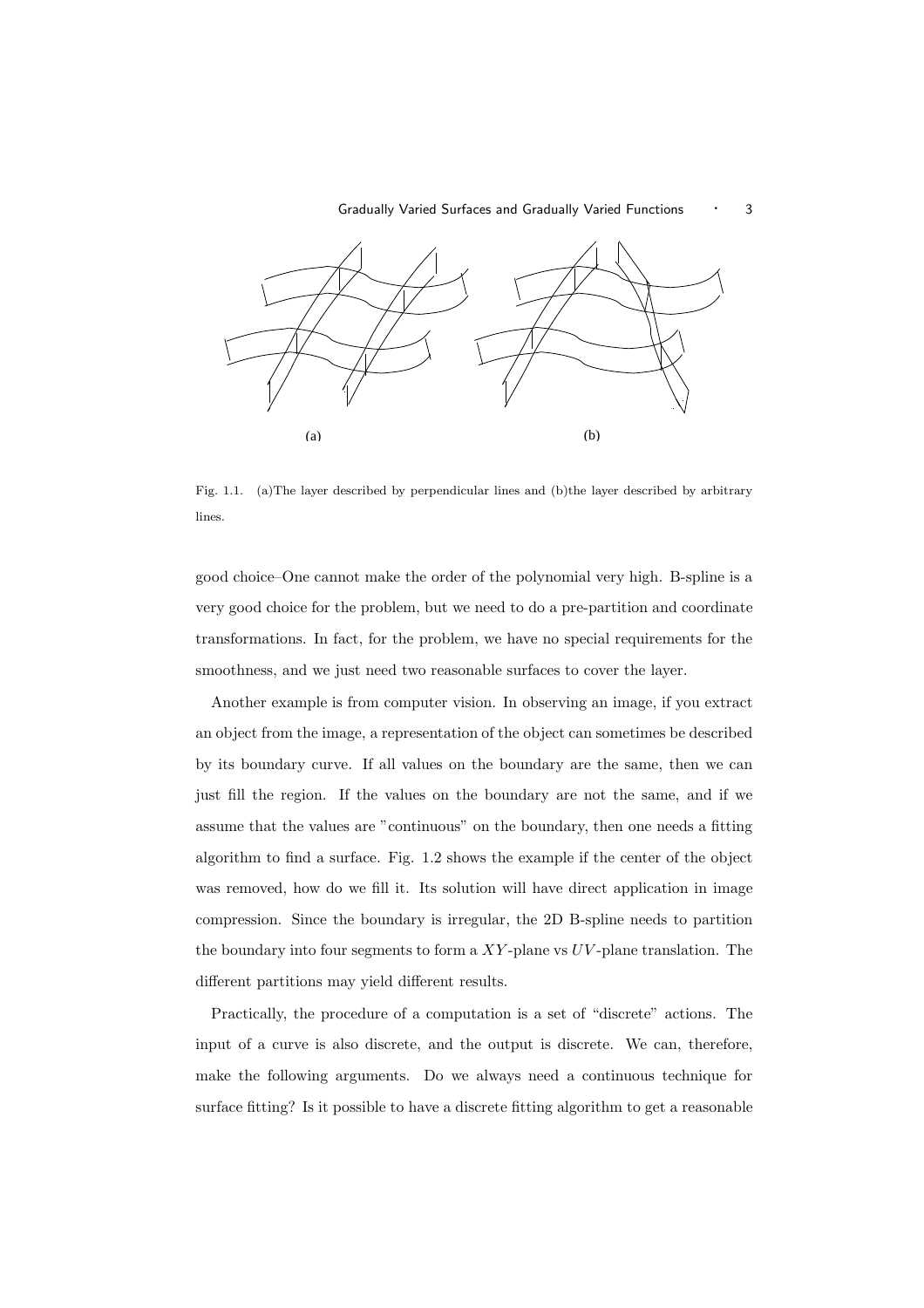(a) (b)

Fig. 1.1. (a)The layer described by perpendicular lines and (b)the layer described by arbitrary lines.

good choice–One cannot make the order of the polynomial very high. B-spline is a very good choice for the problem, but we need to do a pre-partition and coordinate transformations. In fact, for the problem, we have no special requirements for the smoothness, and we just need two reasonable surfaces to cover the layer.

Another example is from computer vision. In observing an image, if you extract an object from the image, a representation of the object can sometimes be described by its boundary curve. If all values on the boundary are the same, then we can just fill the region. If the values on the boundary are not the same, and if we assume that the values are "continuous" on the boundary, then one needs a fitting algorithm to find a surface. Fig. 1.2 shows the example if the center of the object was removed, how do we fill it. Its solution will have direct application in image compression. Since the boundary is irregular, the 2D B-spline needs to partition the boundary into four segments to form a $XY$-plane vs $UV$-plane translation. The different partitions may yield different results.

Practically, the procedure of a computation is a set of "discrete" actions. The input of a curve is also discrete, and the output is discrete. We can, therefore, make the following arguments. Do we always need a continuous technique for surface fitting? Is it possible to have a discrete fitting algorithm to get a reasonable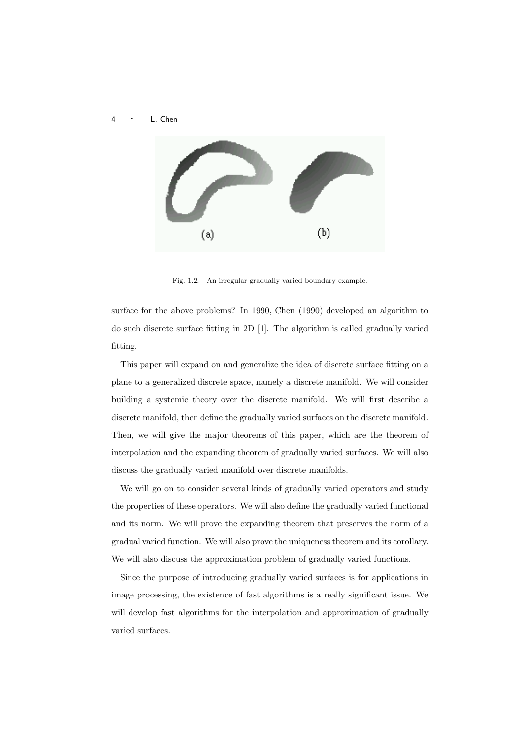Fig. 1.2. An irregular gradually varied boundary example.

surface for the above problems? In 1990, Chen (1990) developed an algorithm to do such discrete surface fitting in 2D [1]. The algorithm is called gradually varied fitting.

This paper will expand on and generalize the idea of discrete surface fitting on a plane to a generalized discrete space, namely a discrete manifold. We will consider building a systemic theory over the discrete manifold. We will first describe a discrete manifold, then define the gradually varied surfaces on the discrete manifold. Then, we will give the major theorems of this paper, which are the theorem of interpolation and the expanding theorem of gradually varied surfaces. We will also discuss the gradually varied manifold over discrete manifolds.

We will go on to consider several kinds of gradually varied operators and study the properties of these operators. We will also define the gradually varied functional and its norm. We will prove the expanding theorem that preserves the norm of a gradual varied function. We will also prove the uniqueness theorem and its corollary. We will also discuss the approximation problem of gradually varied functions.

Since the purpose of introducing gradually varied surfaces is for applications in image processing, the existence of fast algorithms is a really significant issue. We will develop fast algorithms for the interpolation and approximation of gradually varied surfaces.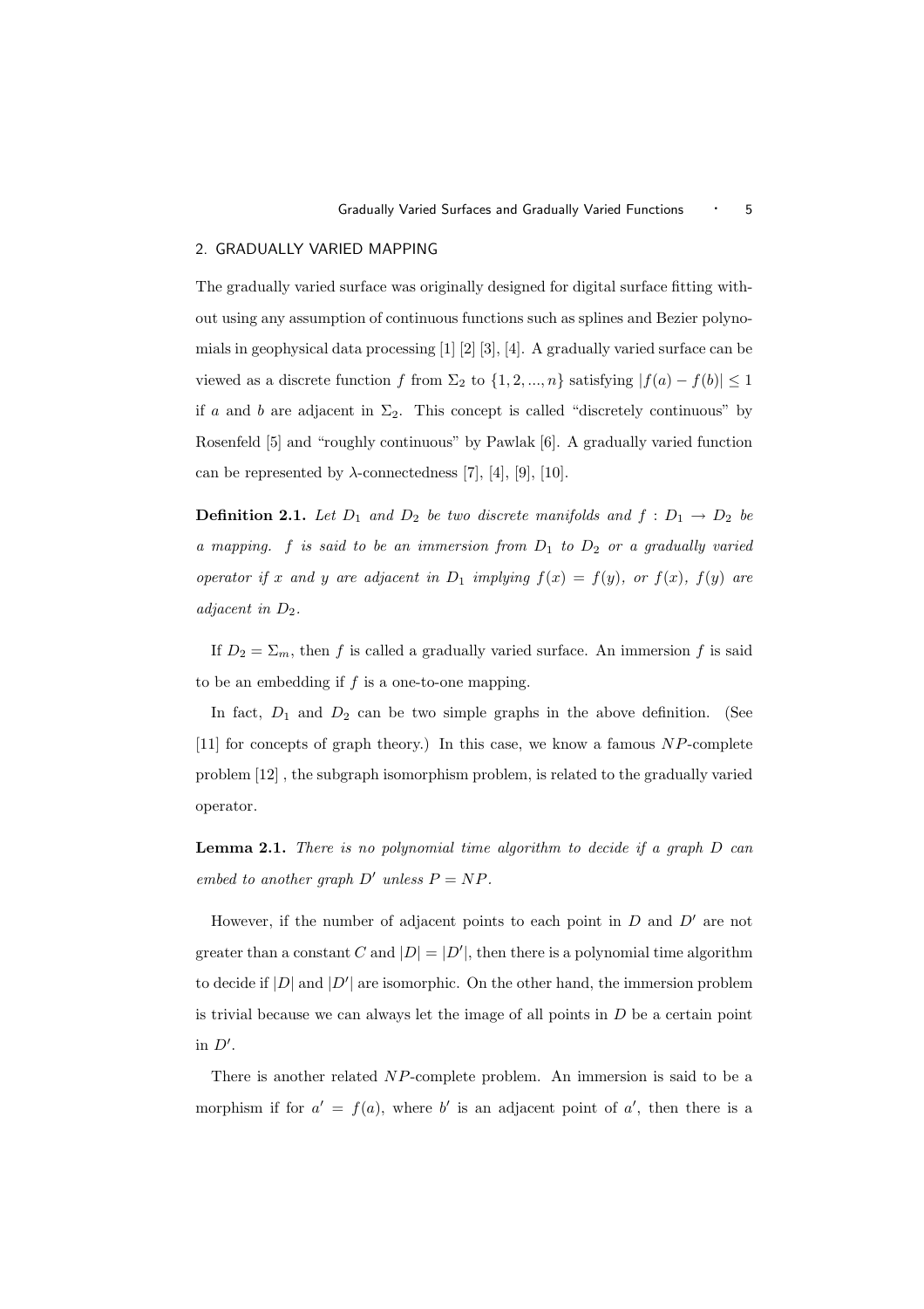## 2. GRADUALLY VARIED MAPPING

The gradually varied surface was originally designed for digital surface fitting without using any assumption of continuous functions such as splines and Bezier polynomials in geophysical data processing [1] [2] [3], [4]. A gradually varied surface can be viewed as a discrete function $f$ from $\Sigma_2$ to $\{1, 2, ..., n\}$ satisfying $|f(a) - f(b)| \leq 1$ if $a$ and $b$ are adjacent in $\Sigma_2$. This concept is called "discretely continuous" by Rosenfeld [5] and "roughly continuous" by Pawlak [6]. A gradually varied function can be represented by $\lambda$-connectedness [7], [4], [9], [10].

**Definition 2.1.** *Let $D_1$ and $D_2$ be two discrete manifolds and $f : D_1 \to D_2$ be a mapping. $f$ is said to be an immersion from $D_1$ to $D_2$ or a gradually varied operator if $x$ and $y$ are adjacent in $D_1$ implying $f(x) = f(y)$, or $f(x)$, $f(y)$ are adjacent in $D_2$.*

If $D_2 = \Sigma_m$, then $f$ is called a gradually varied surface. An immersion $f$ is said to be an embedding if $f$ is a one-to-one mapping.

In fact, $D_1$ and $D_2$ can be two simple graphs in the above definition. (See [11] for concepts of graph theory.) In this case, we know a famous $NP$-complete problem [12] , the subgraph isomorphism problem, is related to the gradually varied operator.

**Lemma 2.1.** *There is no polynomial time algorithm to decide if a graph $D$ can embed to another graph $D'$ unless $P = NP$.*

However, if the number of adjacent points to each point in $D$ and $D'$ are not greater than a constant $C$ and $|D| = |D'|$, then there is a polynomial time algorithm to decide if $|D|$ and $|D'|$ are isomorphic. On the other hand, the immersion problem is trivial because we can always let the image of all points in $D$ be a certain point in $D'$.

There is another related $NP$-complete problem. An immersion is said to be a morphism if for $a' = f(a)$, where $b'$ is an adjacent point of $a'$, then there is a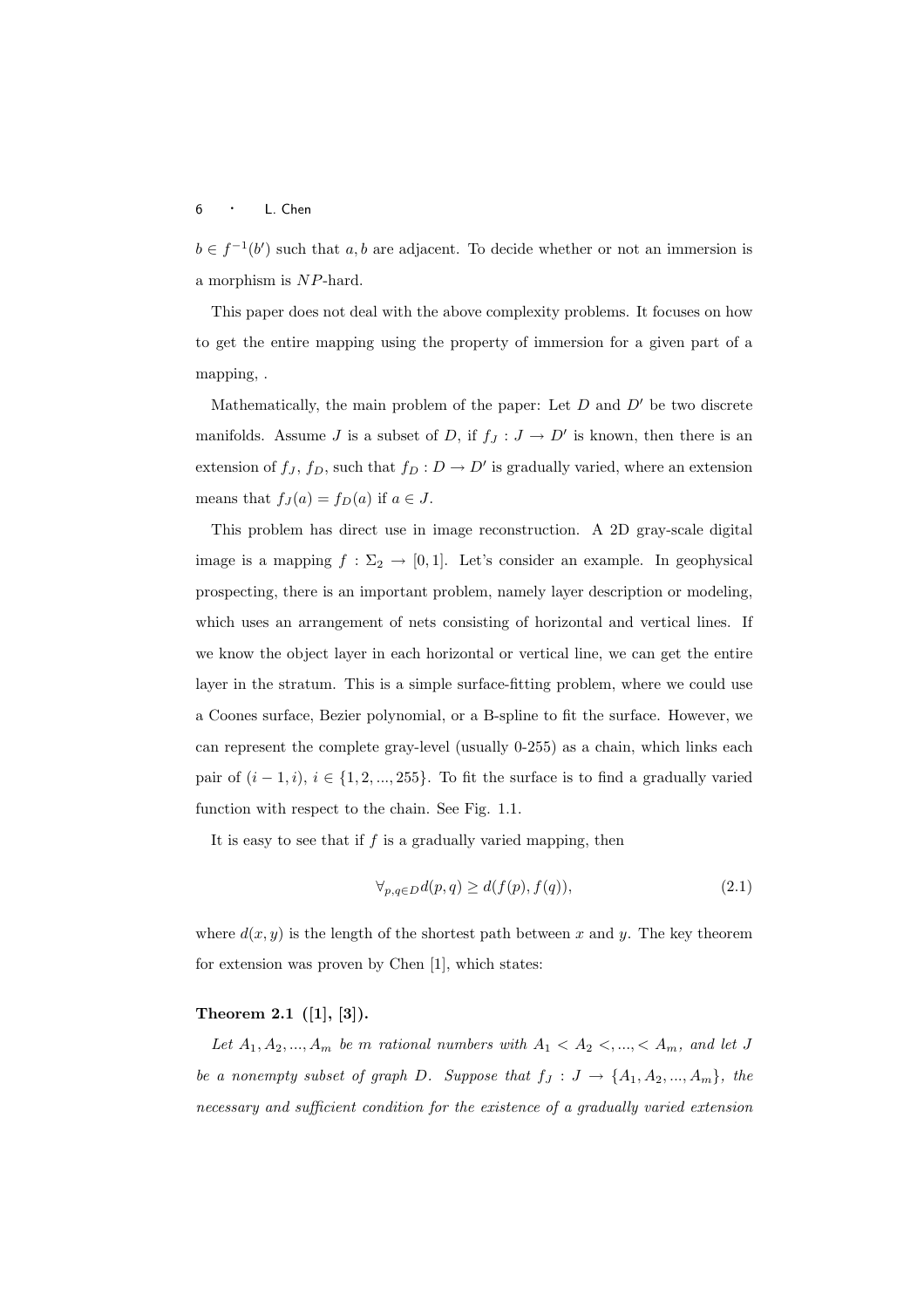$b \in f^{-1}(b')$ such that $a, b$ are adjacent. To decide whether or not an immersion is a morphism is $NP$-hard.

This paper does not deal with the above complexity problems. It focuses on how to get the entire mapping using the property of immersion for a given part of a mapping, .

Mathematically, the main problem of the paper: Let $D$ and $D'$ be two discrete manifolds. Assume $J$ is a subset of $D$, if $f_J : J \to D'$ is known, then there is an extension of $f_J$, $f_D$, such that $f_D : D \to D'$ is gradually varied, where an extension means that $f_J(a) = f_D(a)$ if $a \in J$.

This problem has direct use in image reconstruction. A 2D gray-scale digital image is a mapping $f : \Sigma_2 \to [0, 1]$. Let's consider an example. In geophysical prospecting, there is an important problem, namely layer description or modeling, which uses an arrangement of nets consisting of horizontal and vertical lines. If we know the object layer in each horizontal or vertical line, we can get the entire layer in the stratum. This is a simple surface-fitting problem, where we could use a Coones surface, Bezier polynomial, or a B-spline to fit the surface. However, we can represent the complete gray-level (usually 0-255) as a chain, which links each pair of $(i-1, i)$, $i \in \{1, 2, ..., 255\}$. To fit the surface is to find a gradually varied function with respect to the chain. See Fig. 1.1.

It is easy to see that if $f$ is a gradually varied mapping, then

$$\forall_{p,q \in D} d(p, q) \geq d(f(p), f(q)), \tag{2.1}$$

where $d(x, y)$ is the length of the shortest path between $x$ and $y$. The key theorem for extension was proven by Chen [1], which states:

**Theorem 2.1 ([1], [3]).**

*Let $A_1, A_2, ..., A_m$ be $m$ rational numbers with $A_1 < A_2 <, ..., < A_m$, and let $J$ be a nonempty subset of graph $D$. Suppose that $f_J : J \to \{A_1, A_2, ..., A_m\}$, the necessary and sufficient condition for the existence of a gradually varied extension*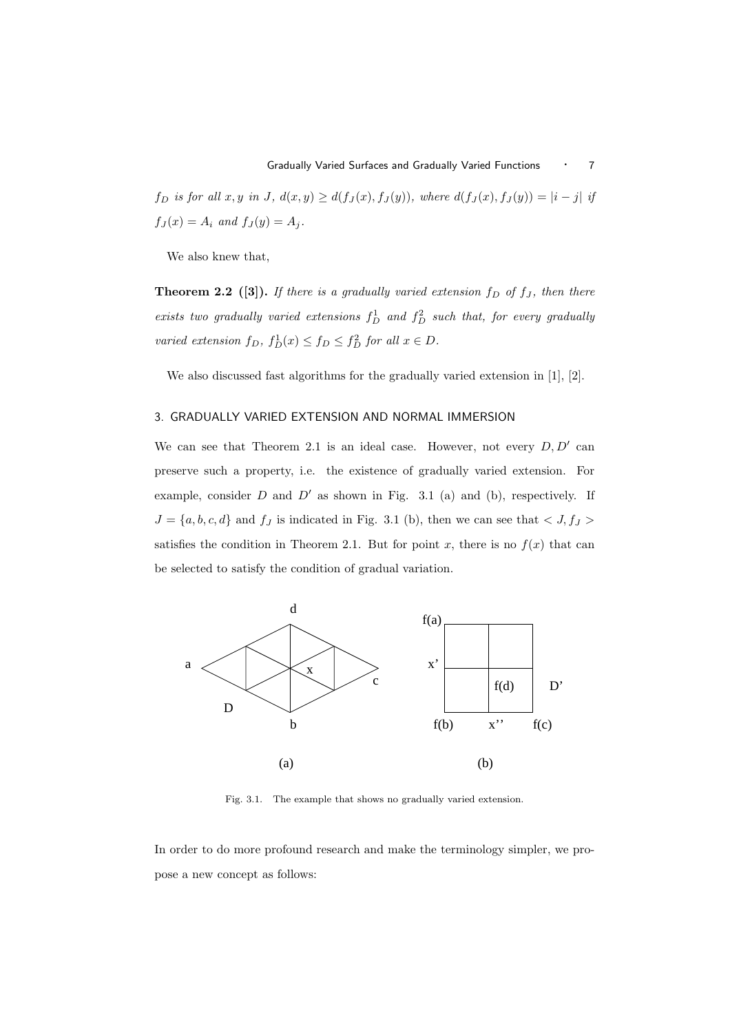$f_D$ is for all $x, y$ in $J$, $d(x, y) \geq d(f_J(x), f_J(y))$, where $d(f_J(x), f_J(y)) = |i - j|$ if $f_J(x) = A_i$ and $f_J(y) = A_j$.

We also knew that,

**Theorem 2.2 ([3]).** *If there is a gradually varied extension $f_D$ of $f_J$, then there exists two gradually varied extensions $f_D^1$ and $f_D^2$ such that, for every gradually varied extension $f_D$, $f_D^1(x) \leq f_D \leq f_D^2$ for all $x \in D$.*

We also discussed fast algorithms for the gradually varied extension in [1], [2].

## 3. GRADUALLY VARIED EXTENSION AND NORMAL IMMERSION

We can see that Theorem 2.1 is an ideal case. However, not every $D, D'$ can preserve such a property, i.e. the existence of gradually varied extension. For example, consider $D$ and $D'$ as shown in Fig. 3.1 (a) and (b), respectively. If $J = \{a, b, c, d\}$ and $f_J$ is indicated in Fig. 3.1 (b), then we can see that $< J, f_J >$ satisfies the condition in Theorem 2.1. But for point $x$, there is no $f(x)$ that can be selected to satisfy the condition of gradual variation.

Fig. 3.1. The example that shows no gradually varied extension.

In order to do more profound research and make the terminology simpler, we propose a new concept as follows: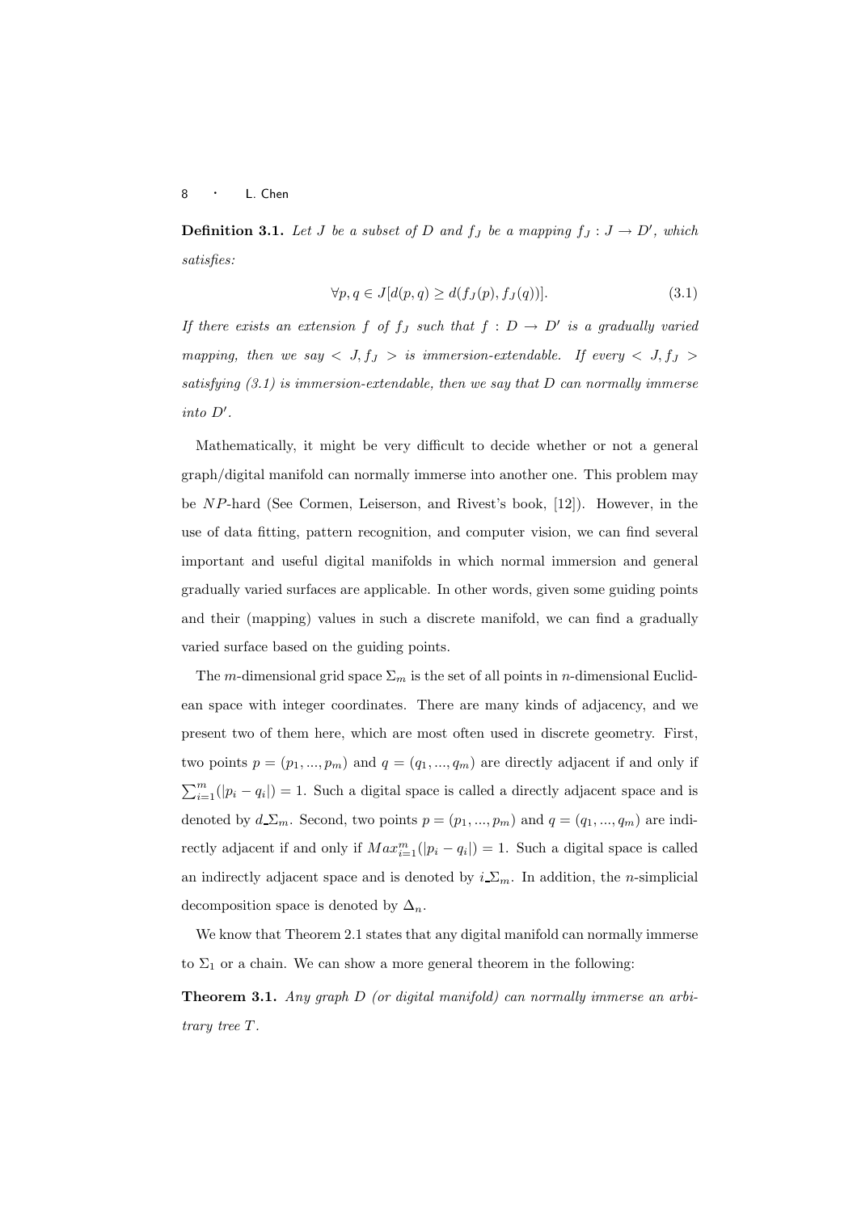**Definition 3.1.** *Let $J$ be a subset of $D$ and $f_J$ be a mapping $f_J : J \to D'$, which satisfies:*

$$\forall p, q \in J[d(p,q) \geq d(f_J(p), f_J(q))]. \tag{3.1}$$

*If there exists an extension $f$ of $f_J$ such that $f : D \to D'$ is a gradually varied mapping, then we say $< J, f_J >$ is immersion-extendable. If every $< J, f_J >$ satisfying (3.1) is immersion-extendable, then we say that $D$ can normally immerse into $D'$.*

Mathematically, it might be very difficult to decide whether or not a general graph/digital manifold can normally immerse into another one. This problem may be $NP$-hard (See Cormen, Leiserson, and Rivest's book, [12]). However, in the use of data fitting, pattern recognition, and computer vision, we can find several important and useful digital manifolds in which normal immersion and general gradually varied surfaces are applicable. In other words, given some guiding points and their (mapping) values in such a discrete manifold, we can find a gradually varied surface based on the guiding points.

The $m$-dimensional grid space $\Sigma_m$ is the set of all points in $n$-dimensional Euclidean space with integer coordinates. There are many kinds of adjacency, and we present two of them here, which are most often used in discrete geometry. First, two points $p = (p_1, ..., p_m)$ and $q = (q_1, ..., q_m)$ are directly adjacent if and only if $\sum_{i=1}^{m}(|p_i - q_i|) = 1$. Such a digital space is called a directly adjacent space and is denoted by $d\_\Sigma_m$. Second, two points $p = (p_1, ..., p_m)$ and $q = (q_1, ..., q_m)$ are indirectly adjacent if and only if $Max_{i=1}^{m}(|p_i - q_i|) = 1$. Such a digital space is called an indirectly adjacent space and is denoted by $i\_\Sigma_m$. In addition, the $n$-simplicial decomposition space is denoted by $\Delta_n$.

We know that Theorem 2.1 states that any digital manifold can normally immerse to $\Sigma_1$ or a chain. We can show a more general theorem in the following:

**Theorem 3.1.** *Any graph $D$ (or digital manifold) can normally immerse an arbitrary tree $T$.*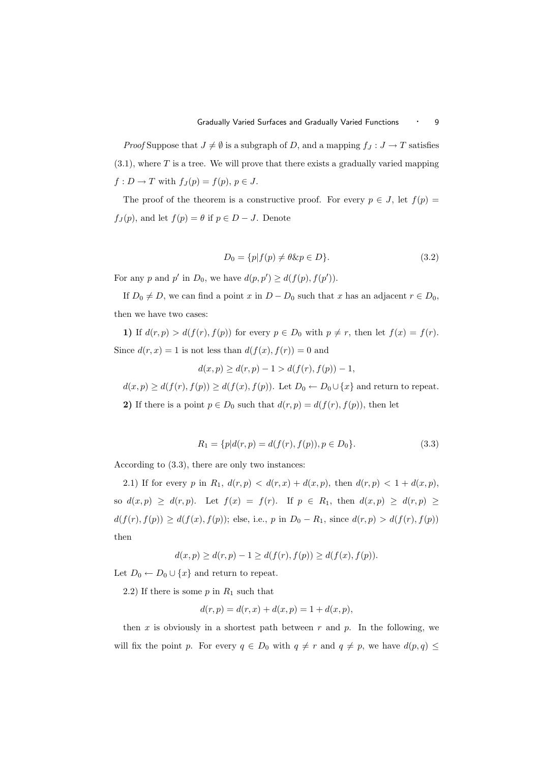*Proof* Suppose that $J \neq \emptyset$ is a subgraph of $D$, and a mapping $f_J : J \to T$ satisfies (3.1), where $T$ is a tree. We will prove that there exists a gradually varied mapping $f : D \to T$ with $f_J(p) = f(p)$, $p \in J$.

The proof of the theorem is a constructive proof. For every $p \in J$, let $f(p) = f_J(p)$, and let $f(p) = \theta$ if $p \in D - J$. Denote

$$D_0 = \{p | f(p) \neq \theta \& p \in D\}. \tag{3.2}$$

For any $p$ and $p'$ in $D_0$, we have $d(p, p') \geq d(f(p), f(p'))$.

If $D_0 \neq D$, we can find a point $x$ in $D - D_0$ such that $x$ has an adjacent $r \in D_0$, then we have two cases:

**1)** If $d(r, p) > d(f(r), f(p))$ for every $p \in D_0$ with $p \neq r$, then let $f(x) = f(r)$. Since $d(r, x) = 1$ is not less than $d(f(x), f(r)) = 0$ and

$$d(x, p) \geq d(r, p) - 1 > d(f(r), f(p)) - 1,$$

$d(x, p) \geq d(f(r), f(p)) \geq d(f(x), f(p))$. Let $D_0 \leftarrow D_0 \cup \{x\}$ and return to repeat.

**2)** If there is a point $p \in D_0$ such that $d(r, p) = d(f(r), f(p))$, then let

$$R_1 = \{p | d(r, p) = d(f(r), f(p)), p \in D_0\}. \tag{3.3}$$

According to (3.3), there are only two instances:

2.1) If for every $p$ in $R_1$, $d(r, p) < d(r, x) + d(x, p)$, then $d(r, p) < 1 + d(x, p)$, so $d(x, p) \geq d(r, p)$. Let $f(x) = f(r)$. If $p \in R_1$, then $d(x, p) \geq d(r, p) \geq d(f(r), f(p)) \geq d(f(x), f(p))$; else, i.e., $p$ in $D_0 - R_1$, since $d(r, p) > d(f(r), f(p))$ then

$$d(x, p) \geq d(r, p) - 1 \geq d(f(r), f(p)) \geq d(f(x), f(p)).$$

Let $D_0 \leftarrow D_0 \cup \{x\}$ and return to repeat.

2.2) If there is some $p$ in $R_1$ such that

$$d(r, p) = d(r, x) + d(x, p) = 1 + d(x, p),$$

then $x$ is obviously in a shortest path between $r$ and $p$. In the following, we will fix the point $p$. For every $q \in D_0$ with $q \neq r$ and $q \neq p$, we have $d(p, q) \leq$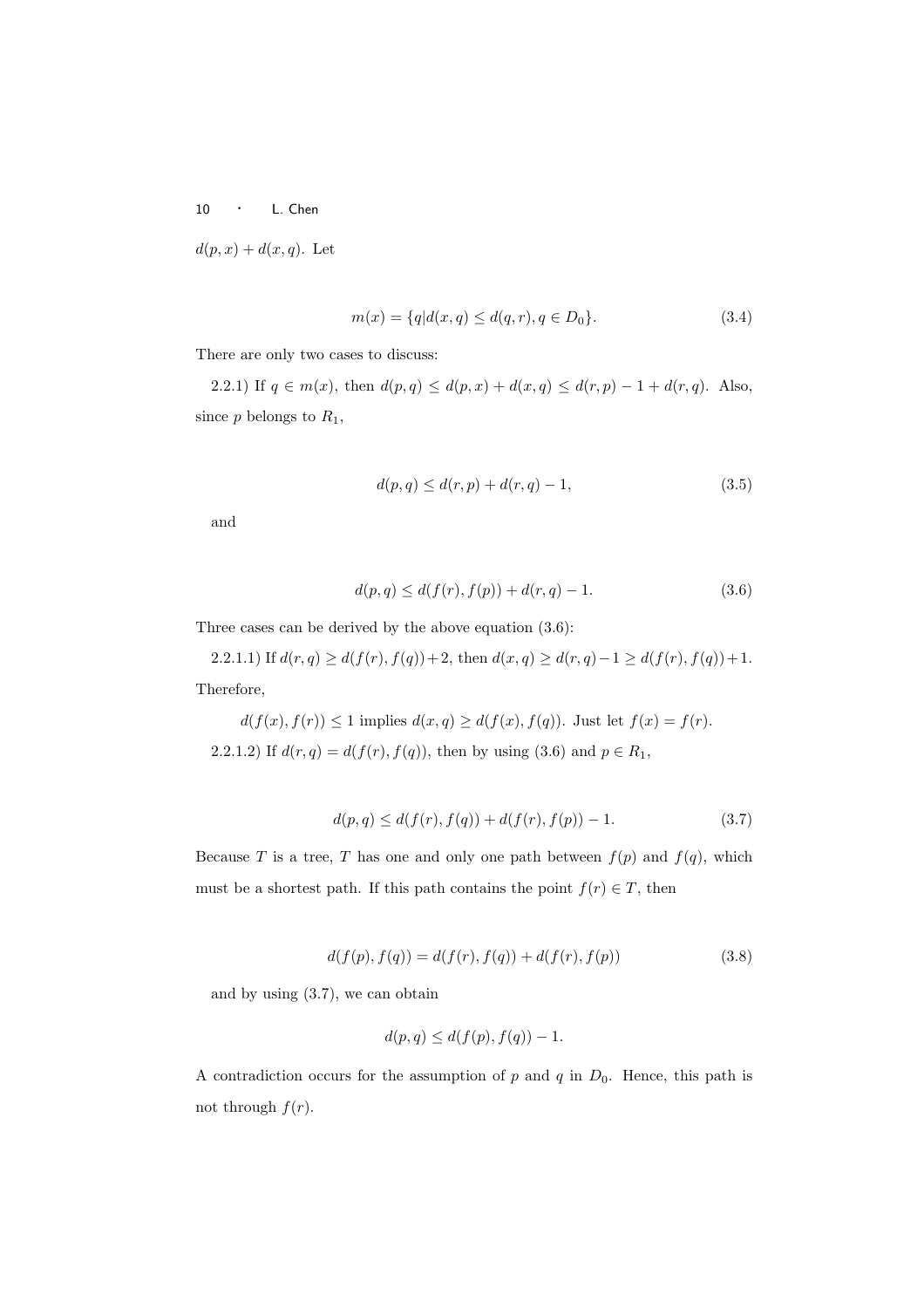$d(p,x) + d(x,q)$. Let

$$m(x) = \{q | d(x,q) \leq d(q,r), q \in D_0\}. \tag{3.4}$$

There are only two cases to discuss:

2.2.1) If $q \in m(x)$, then $d(p,q) \leq d(p,x) + d(x,q) \leq d(r,p) - 1 + d(r,q)$. Also, since $p$ belongs to $R_1$,

$$d(p,q) \leq d(r,p) + d(r,q) - 1, \tag{3.5}$$

and

$$d(p,q) \leq d(f(r), f(p)) + d(r,q) - 1. \tag{3.6}$$

Three cases can be derived by the above equation (3.6):

2.2.1.1) If $d(r,q) \geq d(f(r), f(q)) + 2$, then $d(x,q) \geq d(r,q) - 1 \geq d(f(r), f(q)) + 1$. Therefore,

$d(f(x), f(r)) \leq 1$ implies $d(x,q) \geq d(f(x), f(q))$. Just let $f(x) = f(r)$.

2.2.1.2) If $d(r,q) = d(f(r), f(q))$, then by using (3.6) and $p \in R_1$,

$$d(p,q) \leq d(f(r), f(q)) + d(f(r), f(p)) - 1. \tag{3.7}$$

Because $T$ is a tree, $T$ has one and only one path between $f(p)$ and $f(q)$, which must be a shortest path. If this path contains the point $f(r) \in T$, then

$$d(f(p), f(q)) = d(f(r), f(q)) + d(f(r), f(p)) \tag{3.8}$$

and by using (3.7), we can obtain

$$d(p,q) \leq d(f(p), f(q)) - 1.$$

A contradiction occurs for the assumption of $p$ and $q$ in $D_0$. Hence, this path is not through $f(r)$.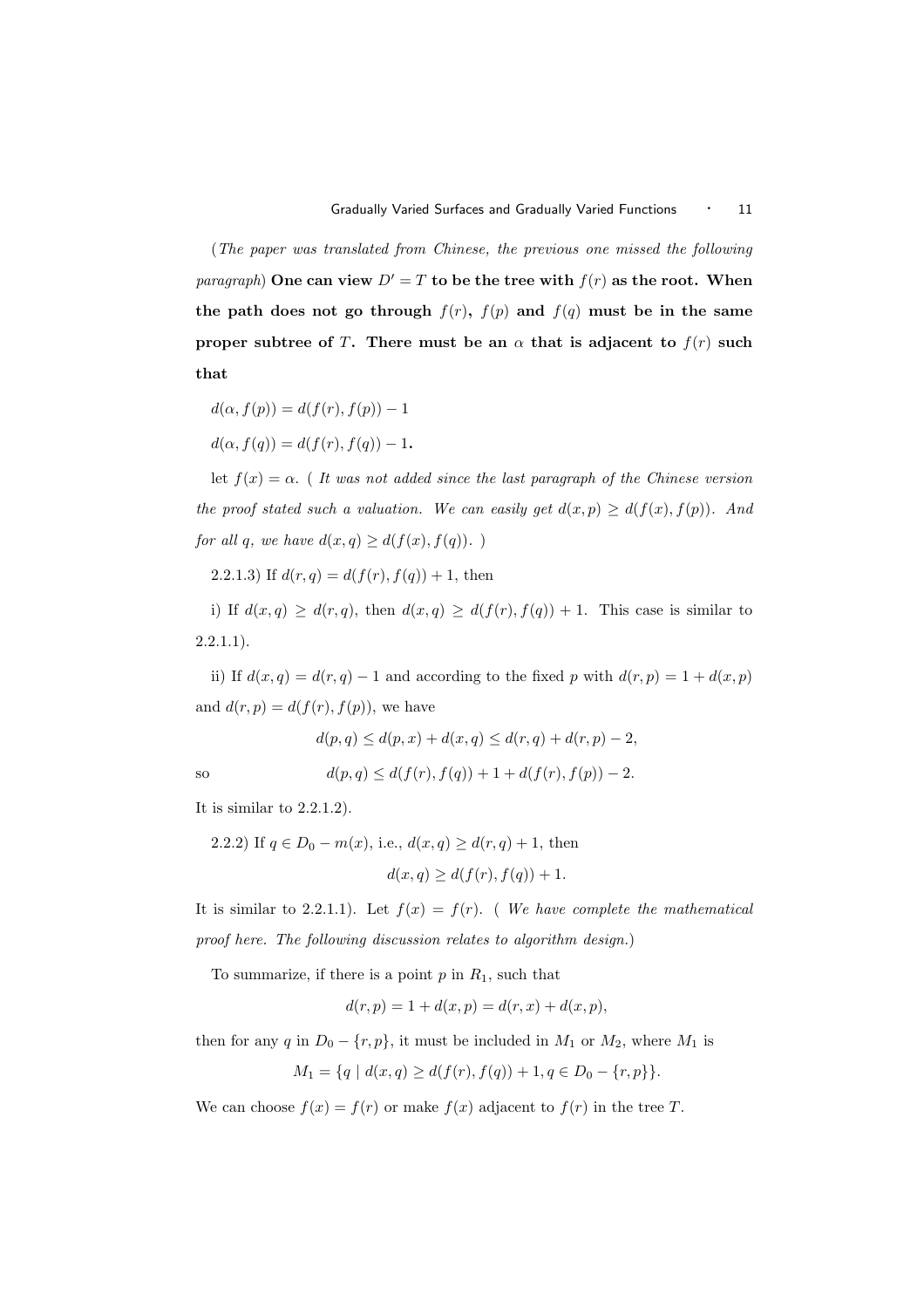(*The paper was translated from Chinese, the previous one missed the following paragraph*) **One can view $D' = T$ to be the tree with $f(r)$ as the root. When the path does not go through $f(r)$, $f(p)$ and $f(q)$ must be in the same proper subtree of $T$. There must be an $\alpha$ that is adjacent to $f(r)$ such that**

$d(\alpha, f(p)) = d(f(r), f(p)) - 1$

$d(\alpha, f(q)) = d(f(r), f(q)) - 1$**.**

let $f(x) = \alpha$. ( *It was not added since the last paragraph of the Chinese version the proof stated such a valuation. We can easily get $d(x, p) \geq d(f(x), f(p))$. And for all $q$, we have $d(x, q) \geq d(f(x), f(q))$.* )

2.2.1.3) If $d(r, q) = d(f(r), f(q)) + 1$, then

i) If $d(x, q) \geq d(r, q)$, then $d(x, q) \geq d(f(r), f(q)) + 1$. This case is similar to 2.2.1.1).

ii) If $d(x, q) = d(r, q) - 1$ and according to the fixed $p$ with $d(r, p) = 1 + d(x, p)$ and $d(r, p) = d(f(r), f(p))$, we have

$$d(p, q) \leq d(p, x) + d(x, q) \leq d(r, q) + d(r, p) - 2,$$

so

$$d(p, q) \leq d(f(r), f(q)) + 1 + d(f(r), f(p)) - 2.$$

It is similar to 2.2.1.2).

2.2.2) If $q \in D_0 - m(x)$, i.e., $d(x, q) \geq d(r, q) + 1$, then

$$d(x, q) \geq d(f(r), f(q)) + 1.$$

It is similar to 2.2.1.1). Let $f(x) = f(r)$. ( *We have complete the mathematical proof here. The following discussion relates to algorithm design.*)

To summarize, if there is a point $p$ in $R_1$, such that

$$d(r, p) = 1 + d(x, p) = d(r, x) + d(x, p),$$

then for any $q$ in $D_0 - \{r, p\}$, it must be included in $M_1$ or $M_2$, where $M_1$ is

$$M_1 = \{q \mid d(x, q) \geq d(f(r), f(q)) + 1, q \in D_0 - \{r, p\}\}.$$

We can choose $f(x) = f(r)$ or make $f(x)$ adjacent to $f(r)$ in the tree $T$.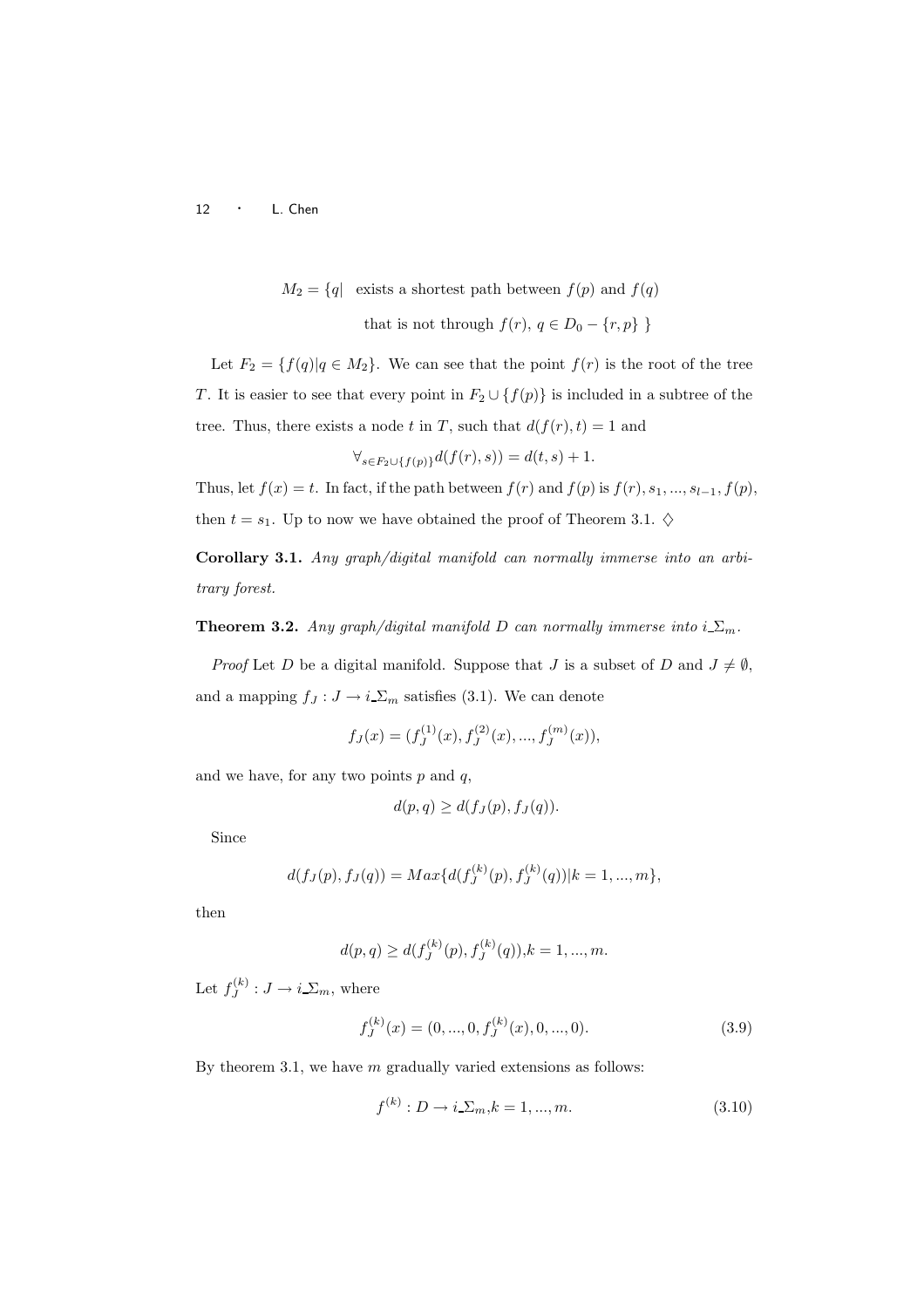$$M_2 = \{q| \text{ exists a shortest path between } f(p) \text{ and } f(q)$$

$$\text{that is not through } f(r),\ q \in D_0 - \{r, p\}\ \}$$

Let $F_2 = \{f(q)|q \in M_2\}$. We can see that the point $f(r)$ is the root of the tree $T$. It is easier to see that every point in $F_2 \cup \{f(p)\}$ is included in a subtree of the tree. Thus, there exists a node $t$ in $T$, such that $d(f(r), t) = 1$ and

$$\forall_{s \in F_2 \cup \{f(p)\}} d(f(r), s)) = d(t, s) + 1.$$

Thus, let $f(x) = t$. In fact, if the path between $f(r)$ and $f(p)$ is $f(r), s_1, ..., s_{l-1}, f(p)$, then $t = s_1$. Up to now we have obtained the proof of Theorem 3.1. $\diamondsuit$

**Corollary 3.1.** *Any graph/digital manifold can normally immerse into an arbitrary forest.*

**Theorem 3.2.** *Any graph/digital manifold $D$ can normally immerse into $i\_\Sigma_m$.*

*Proof* Let $D$ be a digital manifold. Suppose that $J$ is a subset of $D$ and $J \neq \emptyset$, and a mapping $f_J : J \to i\_\Sigma_m$ satisfies (3.1). We can denote

$$f_J(x) = (f_J^{(1)}(x), f_J^{(2)}(x), ..., f_J^{(m)}(x)),$$

and we have, for any two points $p$ and $q$,

$$d(p, q) \geq d(f_J(p), f_J(q)).$$

Since

$$d(f_J(p), f_J(q)) = Max\{d(f_J^{(k)}(p), f_J^{(k)}(q))|k = 1, ..., m\},$$

then

$$d(p, q) \geq d(f_J^{(k)}(p), f_J^{(k)}(q)), k = 1, ..., m.$$

Let $f_J^{(k)} : J \to i\_\Sigma_m$, where

$$f_J^{(k)}(x) = (0, ..., 0, f_J^{(k)}(x), 0, ..., 0). \tag{3.9}$$

By theorem 3.1, we have $m$ gradually varied extensions as follows:

$$f^{(k)} : D \to i\_\Sigma_m, k = 1, ..., m. \tag{3.10}$$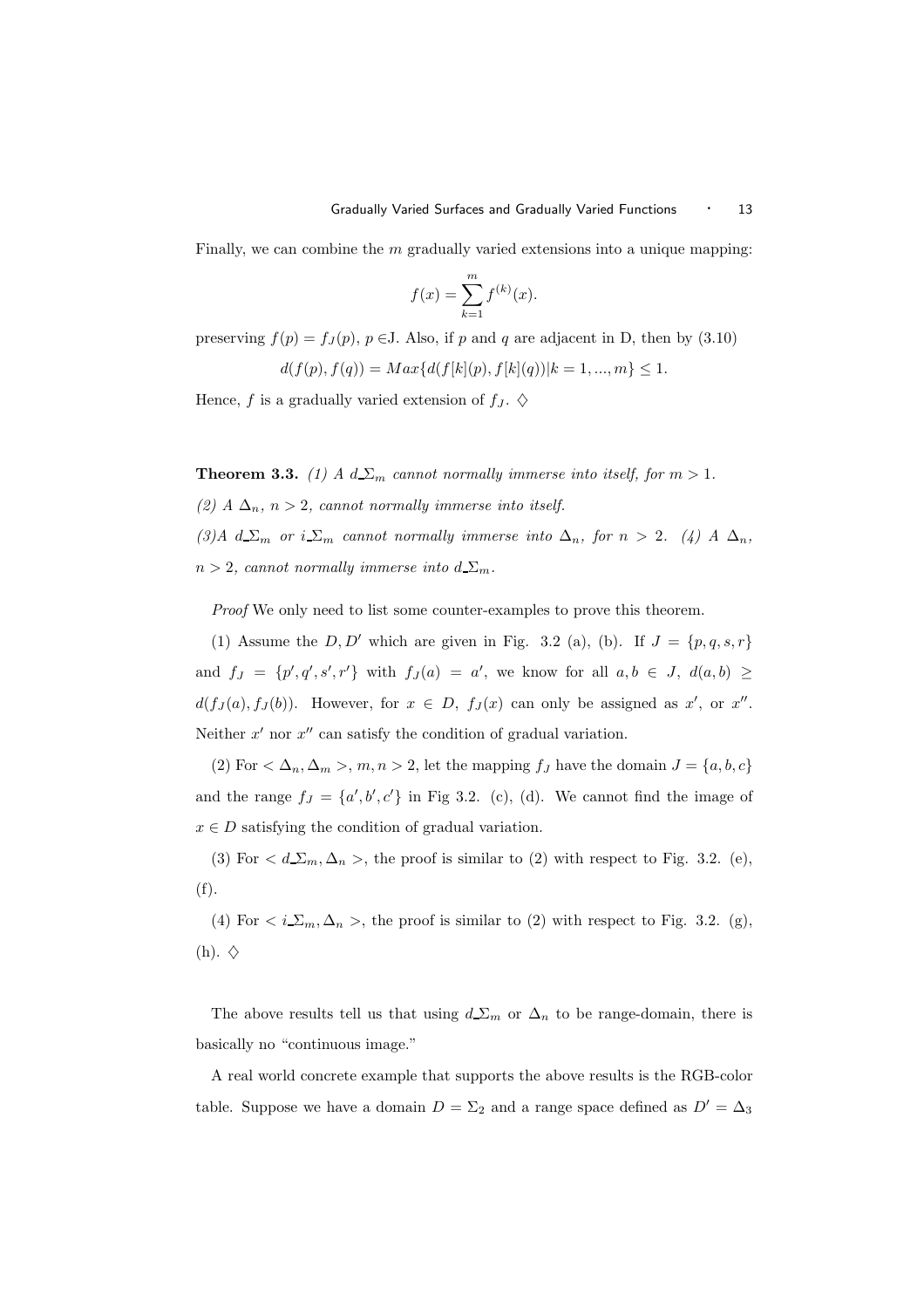Finally, we can combine the $m$ gradually varied extensions into a unique mapping:

$$f(x) = \sum_{k=1}^{m} f^{(k)}(x).$$

preserving $f(p) = f_J(p)$, $p \in$J. Also, if $p$ and $q$ are adjacent in D, then by (3.10)

$$d(f(p), f(q)) = Max\{d(f[k](p), f[k](q))|k = 1, ..., m\} \leq 1.$$

Hence, $f$ is a gradually varied extension of $f_J$. $\diamondsuit$

**Theorem 3.3.** *(1) A $d\_\Sigma_m$ cannot normally immerse into itself, for $m > 1$.*

*(2) A $\Delta_n$, $n > 2$, cannot normally immerse into itself.*

*(3)A $d\_\Sigma_m$ or $i\_\Sigma_m$ cannot normally immerse into $\Delta_n$, for $n > 2$. (4) A $\Delta_n$, $n > 2$, cannot normally immerse into $d\_\Sigma_m$.*

*Proof* We only need to list some counter-examples to prove this theorem.

(1) Assume the $D, D'$ which are given in Fig. 3.2 (a), (b). If $J = \{p, q, s, r\}$ and $f_J = \{p', q', s', r'\}$ with $f_J(a) = a'$, we know for all $a, b \in J$, $d(a, b) \geq d(f_J(a), f_J(b))$. However, for $x \in D$, $f_J(x)$ can only be assigned as $x'$, or $x''$. Neither $x'$ nor $x''$ can satisfy the condition of gradual variation.

(2) For $< \Delta_n, \Delta_m >$, $m, n > 2$, let the mapping $f_J$ have the domain $J = \{a, b, c\}$ and the range $f_J = \{a', b', c'\}$ in Fig 3.2. (c), (d). We cannot find the image of $x \in D$ satisfying the condition of gradual variation.

(3) For $< d\_\Sigma_m, \Delta_n >$, the proof is similar to (2) with respect to Fig. 3.2. (e), (f).

(4) For $< i\_\Sigma_m, \Delta_n >$, the proof is similar to (2) with respect to Fig. 3.2. (g), (h). $\diamondsuit$

The above results tell us that using $d\_\Sigma_m$ or $\Delta_n$ to be range-domain, there is basically no "continuous image."

A real world concrete example that supports the above results is the RGB-color table. Suppose we have a domain $D = \Sigma_2$ and a range space defined as $D' = \Delta_3$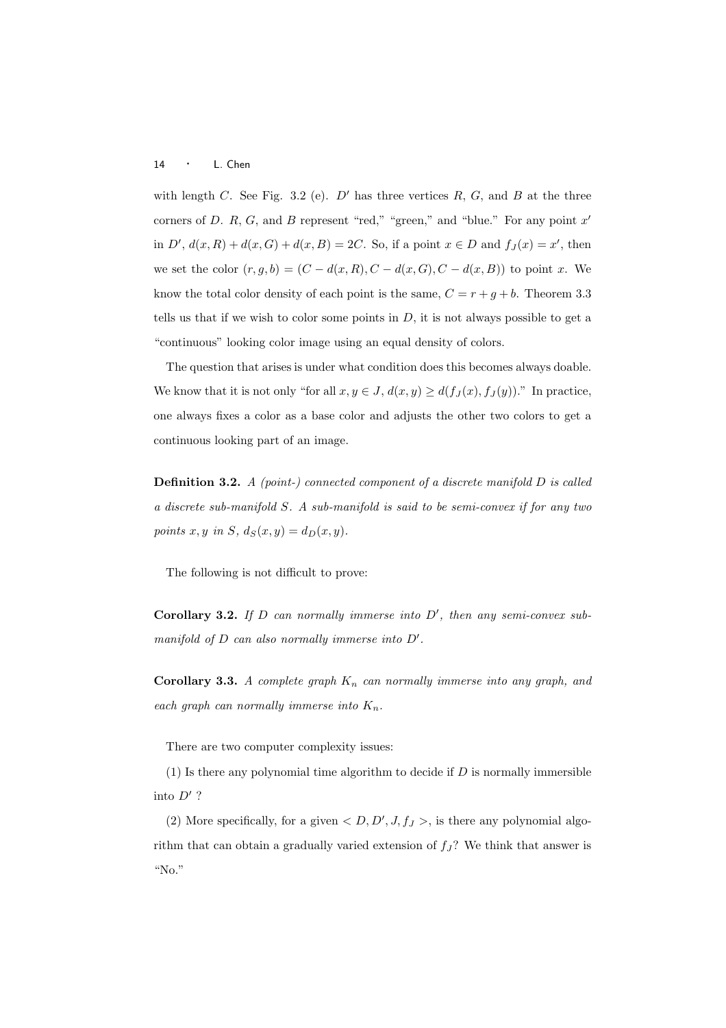with length $C$. See Fig. 3.2 (e). $D'$ has three vertices $R$, $G$, and $B$ at the three corners of $D$. $R$, $G$, and $B$ represent "red," "green," and "blue." For any point $x'$ in $D'$, $d(x,R) + d(x,G) + d(x,B) = 2C$. So, if a point $x \in D$ and $f_J(x) = x'$, then we set the color $(r, g, b) = (C - d(x,R), C - d(x,G), C - d(x,B))$ to point $x$. We know the total color density of each point is the same, $C = r + g + b$. Theorem 3.3 tells us that if we wish to color some points in $D$, it is not always possible to get a "continuous" looking color image using an equal density of colors.

The question that arises is under what condition does this becomes always doable. We know that it is not only "for all $x, y \in J$, $d(x,y) \geq d(f_J(x), f_J(y))$." In practice, one always fixes a color as a base color and adjusts the other two colors to get a continuous looking part of an image.

**Definition 3.2.** *A (point-) connected component of a discrete manifold $D$ is called a discrete sub-manifold $S$. A sub-manifold is said to be semi-convex if for any two points $x, y$ in $S$, $d_S(x,y) = d_D(x,y)$.*

The following is not difficult to prove:

**Corollary 3.2.** *If $D$ can normally immerse into $D'$, then any semi-convex sub-manifold of $D$ can also normally immerse into $D'$.*

**Corollary 3.3.** *A complete graph $K_n$ can normally immerse into any graph, and each graph can normally immerse into $K_n$.*

There are two computer complexity issues:

(1) Is there any polynomial time algorithm to decide if $D$ is normally immersible into $D'$ ?

(2) More specifically, for a given $< D, D', J, f_J >$, is there any polynomial algorithm that can obtain a gradually varied extension of $f_J$? We think that answer is "No."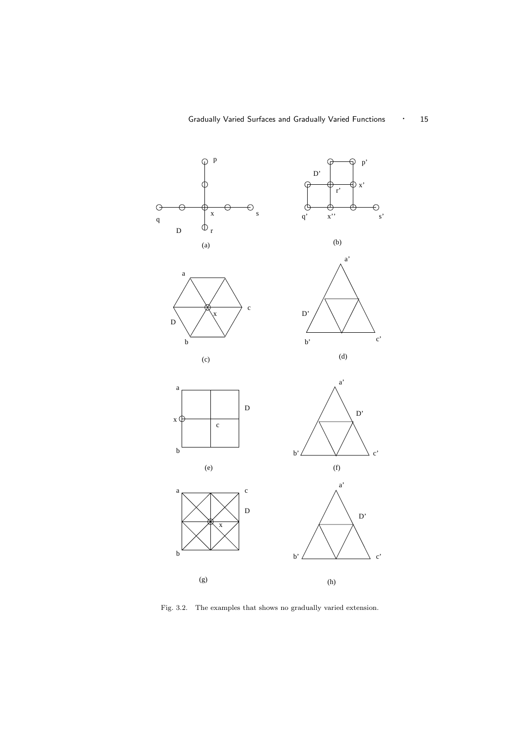Fig. 3.2. The examples that shows no gradually varied extension.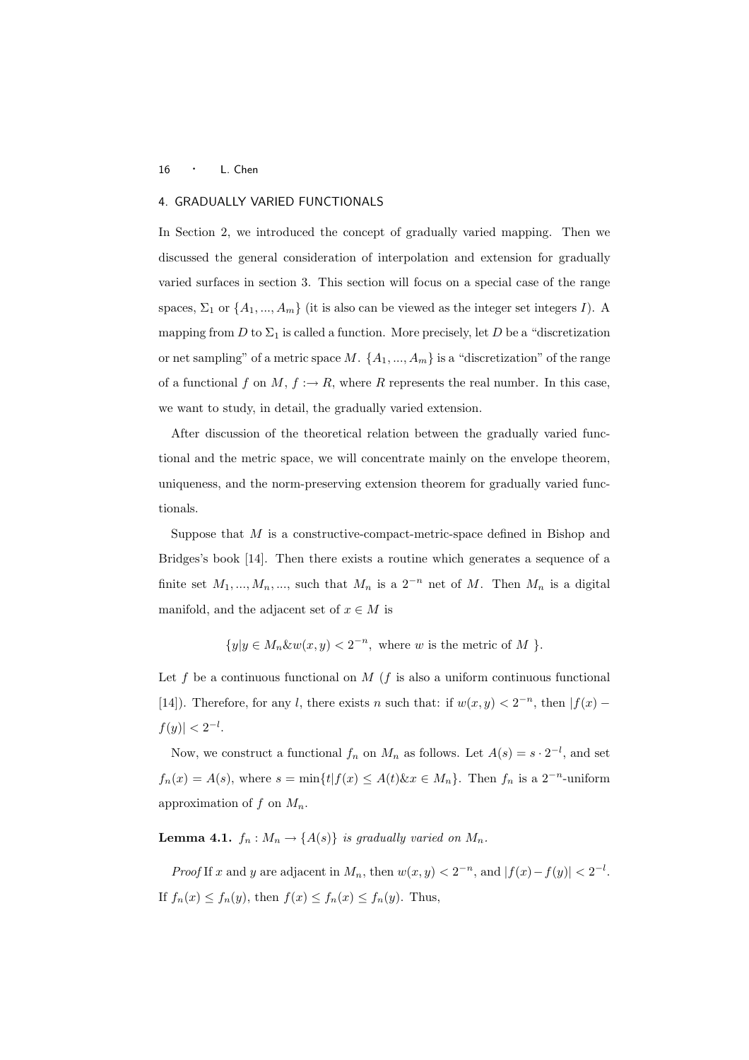## 4. GRADUALLY VARIED FUNCTIONALS

In Section 2, we introduced the concept of gradually varied mapping. Then we discussed the general consideration of interpolation and extension for gradually varied surfaces in section 3. This section will focus on a special case of the range spaces, $\Sigma_1$ or $\{A_1, ..., A_m\}$ (it is also can be viewed as the integer set integers $I$). A mapping from $D$ to $\Sigma_1$ is called a function. More precisely, let $D$ be a "discretization or net sampling" of a metric space $M$. $\{A_1, ..., A_m\}$ is a "discretization" of the range of a functional $f$ on $M$, $f :\rightarrow R$, where $R$ represents the real number. In this case, we want to study, in detail, the gradually varied extension.

After discussion of the theoretical relation between the gradually varied functional and the metric space, we will concentrate mainly on the envelope theorem, uniqueness, and the norm-preserving extension theorem for gradually varied functionals.

Suppose that $M$ is a constructive-compact-metric-space defined in Bishop and Bridges's book [14]. Then there exists a routine which generates a sequence of a finite set $M_1, ..., M_n, ...$, such that $M_n$ is a $2^{-n}$ net of $M$. Then $M_n$ is a digital manifold, and the adjacent set of $x \in M$ is

$$\{y | y \in M_n \& w(x, y) < 2^{-n}, \text{ where } w \text{ is the metric of } M \}.$$

Let $f$ be a continuous functional on $M$ ($f$ is also a uniform continuous functional [14]). Therefore, for any $l$, there exists $n$ such that: if $w(x, y) < 2^{-n}$, then $|f(x) - f(y)| < 2^{-l}$.

Now, we construct a functional $f_n$ on $M_n$ as follows. Let $A(s) = s \cdot 2^{-l}$, and set $f_n(x) = A(s)$, where $s = \min\{t | f(x) \leq A(t) \& x \in M_n\}$. Then $f_n$ is a $2^{-n}$-uniform approximation of $f$ on $M_n$.

**Lemma 4.1.** *$f_n : M_n \rightarrow \{A(s)\}$ is gradually varied on $M_n$.*

*Proof* If $x$ and $y$ are adjacent in $M_n$, then $w(x, y) < 2^{-n}$, and $|f(x) - f(y)| < 2^{-l}$. If $f_n(x) \leq f_n(y)$, then $f(x) \leq f_n(x) \leq f_n(y)$. Thus,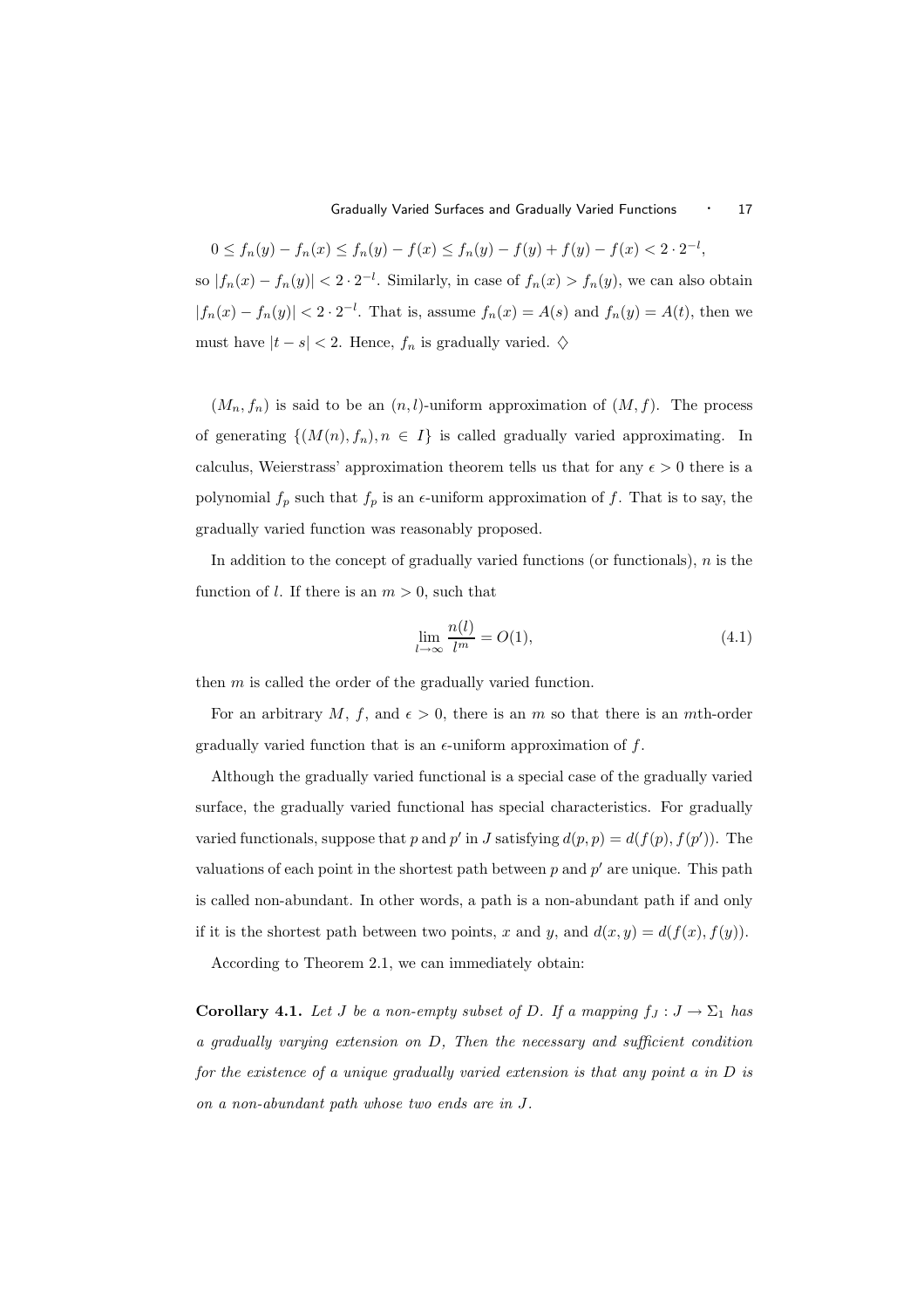$$0 \le f_n(y) - f_n(x) \le f_n(y) - f(x) \le f_n(y) - f(y) + f(y) - f(x) < 2 \cdot 2^{-l},$$

so $|f_n(x) - f_n(y)| < 2 \cdot 2^{-l}$. Similarly, in case of $f_n(x) > f_n(y)$, we can also obtain $|f_n(x) - f_n(y)| < 2 \cdot 2^{-l}$. That is, assume $f_n(x) = A(s)$ and $f_n(y) = A(t)$, then we must have $|t - s| < 2$. Hence, $f_n$ is gradually varied. $\diamondsuit$

$(M_n, f_n)$ is said to be an $(n, l)$-uniform approximation of $(M, f)$. The process of generating $\{(M(n), f_n), n \in I\}$ is called gradually varied approximating. In calculus, Weierstrass' approximation theorem tells us that for any $\epsilon > 0$ there is a polynomial $f_p$ such that $f_p$ is an $\epsilon$-uniform approximation of $f$. That is to say, the gradually varied function was reasonably proposed.

In addition to the concept of gradually varied functions (or functionals), $n$ is the function of $l$. If there is an $m > 0$, such that

$$\lim_{l \to \infty} \frac{n(l)}{l^m} = O(1), \tag{4.1}$$

then $m$ is called the order of the gradually varied function.

For an arbitrary $M$, $f$, and $\epsilon > 0$, there is an $m$ so that there is an $m$th-order gradually varied function that is an $\epsilon$-uniform approximation of $f$.

Although the gradually varied functional is a special case of the gradually varied surface, the gradually varied functional has special characteristics. For gradually varied functionals, suppose that $p$ and $p'$ in $J$ satisfying $d(p, p) = d(f(p), f(p'))$. The valuations of each point in the shortest path between $p$ and $p'$ are unique. This path is called non-abundant. In other words, a path is a non-abundant path if and only if it is the shortest path between two points, $x$ and $y$, and $d(x, y) = d(f(x), f(y))$.

According to Theorem 2.1, we can immediately obtain:

**Corollary 4.1.** *Let $J$ be a non-empty subset of $D$. If a mapping $f_J : J \to \Sigma_1$ has a gradually varying extension on $D$, Then the necessary and sufficient condition for the existence of a unique gradually varied extension is that any point $a$ in $D$ is on a non-abundant path whose two ends are in $J$.*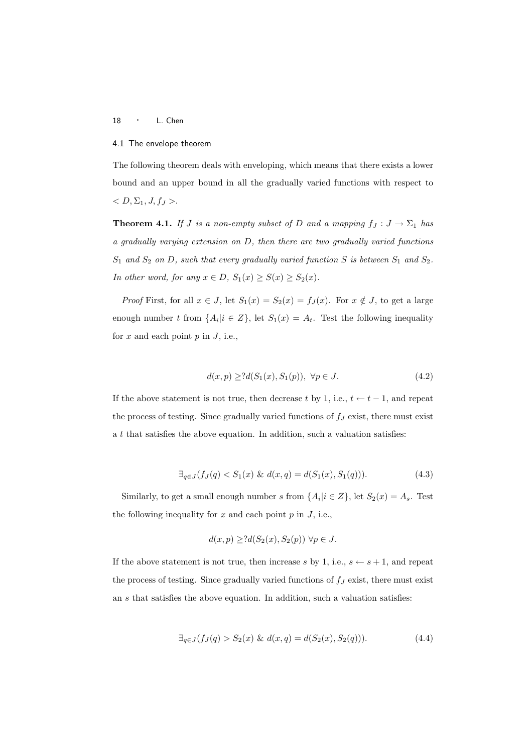### 4.1 The envelope theorem

The following theorem deals with enveloping, which means that there exists a lower bound and an upper bound in all the gradually varied functions with respect to $< D, \Sigma_1, J, f_J >$.

**Theorem 4.1.** *If $J$ is a non-empty subset of $D$ and a mapping $f_J : J \to \Sigma_1$ has a gradually varying extension on $D$, then there are two gradually varied functions $S_1$ and $S_2$ on $D$, such that every gradually varied function $S$ is between $S_1$ and $S_2$. In other word, for any $x \in D$, $S_1(x) \geq S(x) \geq S_2(x)$.*

*Proof* First, for all $x \in J$, let $S_1(x) = S_2(x) = f_J(x)$. For $x \notin J$, to get a large enough number $t$ from $\{A_i | i \in Z\}$, let $S_1(x) = A_t$. Test the following inequality for $x$ and each point $p$ in $J$, i.e.,

$$d(x,p) \geq ?d(S_1(x), S_1(p)), \ \forall p \in J. \tag{4.2}$$

If the above statement is not true, then decrease $t$ by 1, i.e., $t \leftarrow t - 1$, and repeat the process of testing. Since gradually varied functions of $f_J$ exist, there must exist a $t$ that satisfies the above equation. In addition, such a valuation satisfies:

$$\exists_{q \in J}(f_J(q) < S_1(x) \ \& \ d(x,q) = d(S_1(x), S_1(q))). \tag{4.3}$$

Similarly, to get a small enough number $s$ from $\{A_i | i \in Z\}$, let $S_2(x) = A_s$. Test the following inequality for $x$ and each point $p$ in $J$, i.e.,

$$d(x,p) \geq ?d(S_2(x), S_2(p)) \ \forall p \in J.$$

If the above statement is not true, then increase $s$ by 1, i.e., $s \leftarrow s + 1$, and repeat the process of testing. Since gradually varied functions of $f_J$ exist, there must exist an $s$ that satisfies the above equation. In addition, such a valuation satisfies:

$$\exists_{q \in J}(f_J(q) > S_2(x) \ \& \ d(x,q) = d(S_2(x), S_2(q))). \tag{4.4}$$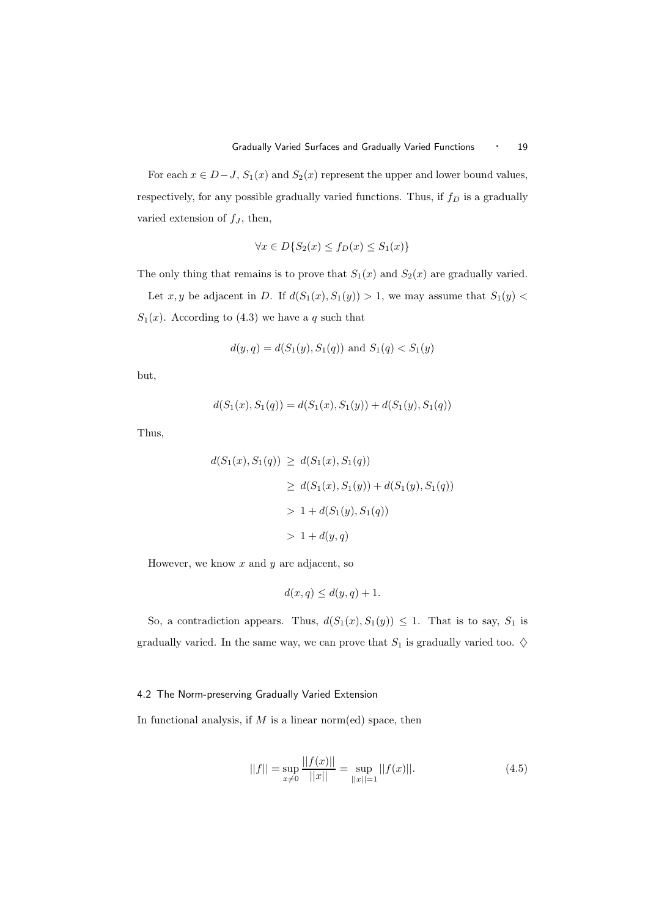For each $x \in D-J$, $S_1(x)$ and $S_2(x)$ represent the upper and lower bound values, respectively, for any possible gradually varied functions. Thus, if $f_D$ is a gradually varied extension of $f_J$, then,

$$\forall x \in D\{S_2(x) \leq f_D(x) \leq S_1(x)\}$$

The only thing that remains is to prove that $S_1(x)$ and $S_2(x)$ are gradually varied.

Let $x, y$ be adjacent in $D$. If $d(S_1(x), S_1(y)) > 1$, we may assume that $S_1(y) < S_1(x)$. According to (4.3) we have a $q$ such that

$$d(y, q) = d(S_1(y), S_1(q)) \text{ and } S_1(q) < S_1(y)$$

but,

$$d(S_1(x), S_1(q)) = d(S_1(x), S_1(y)) + d(S_1(y), S_1(q))$$

Thus,

$$\begin{aligned}
d(S_1(x), S_1(q)) &\geq d(S_1(x), S_1(q)) \\
&\geq d(S_1(x), S_1(y)) + d(S_1(y), S_1(q)) \\
&> 1 + d(S_1(y), S_1(q)) \\
&> 1 + d(y, q)
\end{aligned}$$

However, we know $x$ and $y$ are adjacent, so

$$d(x, q) \leq d(y, q) + 1.$$

So, a contradiction appears. Thus, $d(S_1(x), S_1(y)) \leq 1$. That is to say, $S_1$ is gradually varied. In the same way, we can prove that $S_1$ is gradually varied too. $\diamondsuit$

### 4.2 The Norm-preserving Gradually Varied Extension

In functional analysis, if $M$ is a linear norm(ed) space, then

$$||f|| = \sup_{x \neq 0} \frac{||f(x)||}{||x||} = \sup_{||x||=1} ||f(x)||. \tag{4.5}$$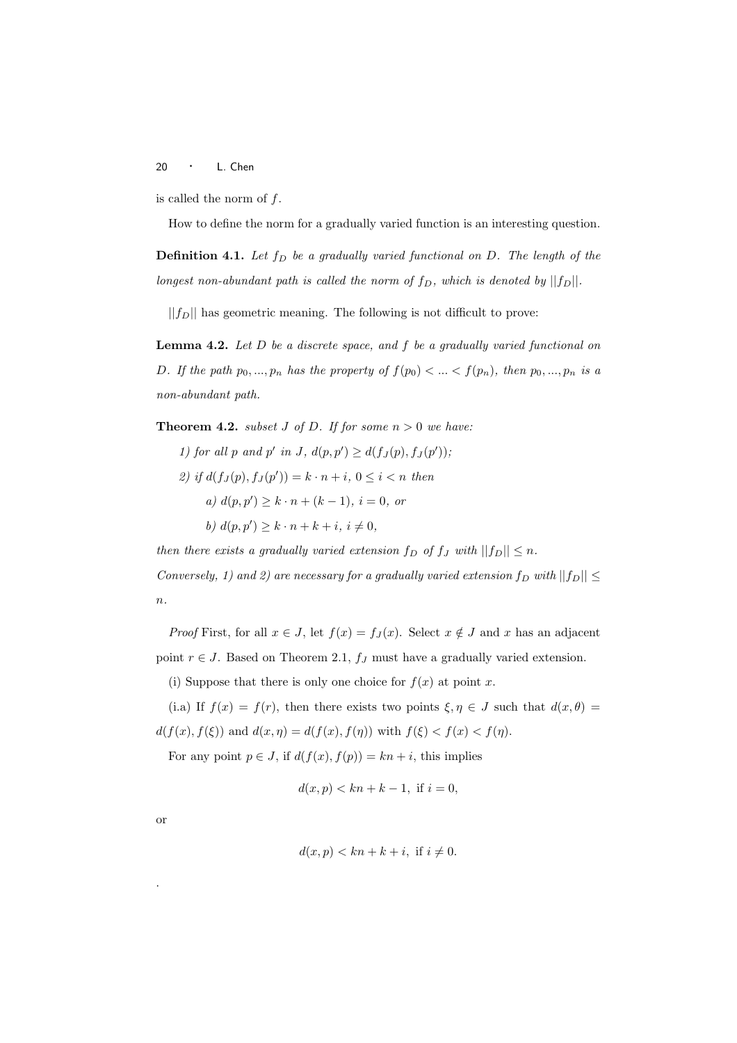is called the norm of $f$.

How to define the norm for a gradually varied function is an interesting question.

**Definition 4.1.** *Let $f_D$ be a gradually varied functional on $D$. The length of the longest non-abundant path is called the norm of $f_D$, which is denoted by $||f_D||$.*

$||f_D||$ has geometric meaning. The following is not difficult to prove:

**Lemma 4.2.** *Let $D$ be a discrete space, and $f$ be a gradually varied functional on $D$. If the path $p_0, ..., p_n$ has the property of $f(p_0) < ... < f(p_n)$, then $p_0, ..., p_n$ is a non-abundant path.*

**Theorem 4.2.** *subset $J$ of $D$. If for some $n > 0$ we have:*

*1) for all $p$ and $p'$ in $J$, $d(p, p') \geq d(f_J(p), f_J(p'))$;*

*2) if $d(f_J(p), f_J(p')) = k \cdot n + i$, $0 \leq i < n$ then*

*a) $d(p, p') \geq k \cdot n + (k-1)$, $i = 0$, or*

*b) $d(p, p') \geq k \cdot n + k + i$, $i \neq 0$,*

*then there exists a gradually varied extension $f_D$ of $f_J$ with $||f_D|| \leq n$. Conversely, 1) and 2) are necessary for a gradually varied extension $f_D$ with $||f_D|| \leq n$.*

*Proof* First, for all $x \in J$, let $f(x) = f_J(x)$. Select $x \notin J$ and $x$ has an adjacent point $r \in J$. Based on Theorem 2.1, $f_J$ must have a gradually varied extension.

(i) Suppose that there is only one choice for $f(x)$ at point $x$.

(i.a) If $f(x) = f(r)$, then there exists two points $\xi, \eta \in J$ such that $d(x, \theta) = d(f(x), f(\xi))$ and $d(x, \eta) = d(f(x), f(\eta))$ with $f(\xi) < f(x) < f(\eta)$.

For any point $p \in J$, if $d(f(x), f(p)) = kn + i$, this implies

$$d(x, p) < kn + k - 1, \text{ if } i = 0,$$

or

$$d(x, p) < kn + k + i, \text{ if } i \neq 0.$$

.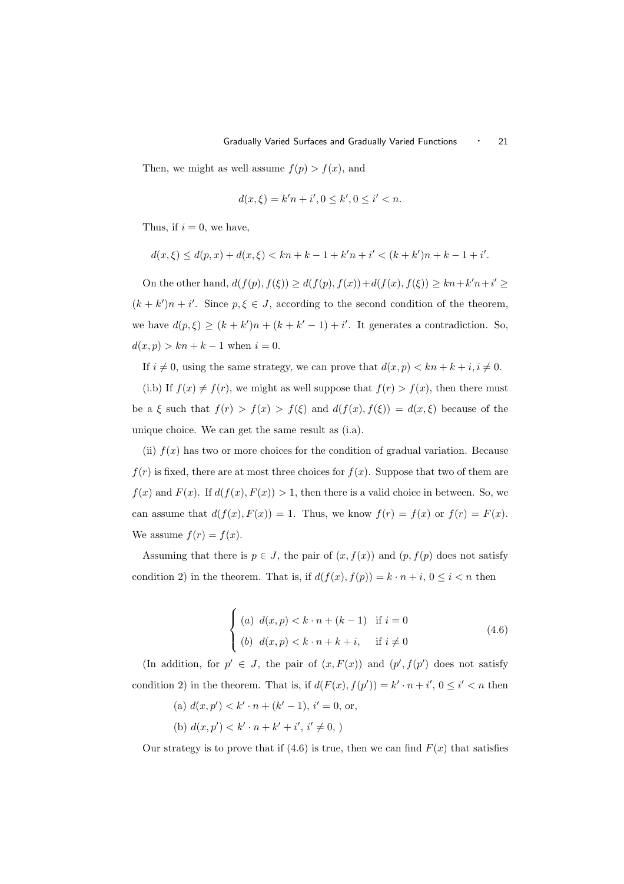Then, we might as well assume $f(p) > f(x)$, and

$$d(x, \xi) = k'n + i', 0 \leq k', 0 \leq i' < n.$$

Thus, if $i = 0$, we have,

$$d(x, \xi) \leq d(p, x) + d(x, \xi) < kn + k - 1 + k'n + i' < (k + k')n + k - 1 + i'.$$

On the other hand, $d(f(p), f(\xi)) \geq d(f(p), f(x)) + d(f(x), f(\xi)) \geq kn + k'n + i' \geq (k + k')n + i'$. Since $p, \xi \in J$, according to the second condition of the theorem, we have $d(p, \xi) \geq (k + k')n + (k + k' - 1) + i'$. It generates a contradiction. So, $d(x, p) > kn + k - 1$ when $i = 0$.

If $i \neq 0$, using the same strategy, we can prove that $d(x, p) < kn + k + i, i \neq 0$.

(i.b) If $f(x) \neq f(r)$, we might as well suppose that $f(r) > f(x)$, then there must be a $\xi$ such that $f(r) > f(x) > f(\xi)$ and $d(f(x), f(\xi)) = d(x, \xi)$ because of the unique choice. We can get the same result as (i.a).

(ii) $f(x)$ has two or more choices for the condition of gradual variation. Because $f(r)$ is fixed, there are at most three choices for $f(x)$. Suppose that two of them are $f(x)$ and $F(x)$. If $d(f(x), F(x)) > 1$, then there is a valid choice in between. So, we can assume that $d(f(x), F(x)) = 1$. Thus, we know $f(r) = f(x)$ or $f(r) = F(x)$. We assume $f(r) = f(x)$.

Assuming that there is $p \in J$, the pair of $(x, f(x))$ and $(p, f(p)$ does not satisfy condition 2) in the theorem. That is, if $d(f(x), f(p)) = k \cdot n + i$, $0 \leq i < n$ then

$$\begin{cases} (a) \ \ d(x, p) < k \cdot n + (k - 1) & \text{if } i = 0 \\ (b) \ \ d(x, p) < k \cdot n + k + i, & \text{if } i \neq 0 \end{cases} \tag{4.6}$$

(In addition, for $p' \in J$, the pair of $(x, F(x))$ and $(p', f(p')$ does not satisfy condition 2) in the theorem. That is, if $d(F(x), f(p')) = k' \cdot n + i'$, $0 \leq i' < n$ then

(a) $d(x, p') < k' \cdot n + (k' - 1)$, $i' = 0$, or,

(b) $d(x, p') < k' \cdot n + k' + i'$, $i' \neq 0$, )

Our strategy is to prove that if (4.6) is true, then we can find $F(x)$ that satisfies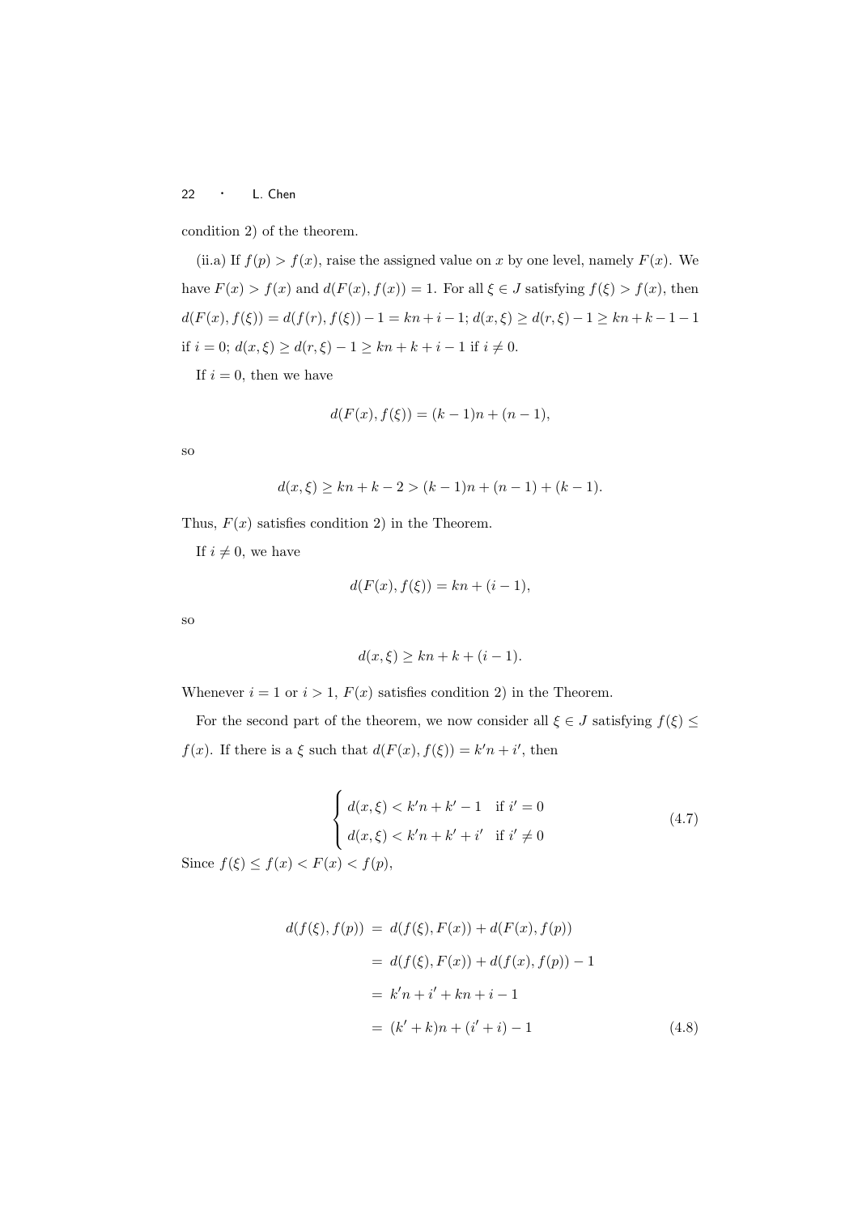condition 2) of the theorem.

(ii.a) If $f(p) > f(x)$, raise the assigned value on $x$ by one level, namely $F(x)$. We have $F(x) > f(x)$ and $d(F(x), f(x)) = 1$. For all $\xi \in J$ satisfying $f(\xi) > f(x)$, then $d(F(x), f(\xi)) = d(f(r), f(\xi)) - 1 = kn + i - 1$; $d(x, \xi) \geq d(r, \xi) - 1 \geq kn + k - 1 - 1$ if $i = 0$; $d(x, \xi) \geq d(r, \xi) - 1 \geq kn + k + i - 1$ if $i \neq 0$.

If $i = 0$, then we have

$$d(F(x), f(\xi)) = (k-1)n + (n-1),$$

so

$$d(x, \xi) \geq kn + k - 2 > (k-1)n + (n-1) + (k-1).$$

Thus, $F(x)$ satisfies condition 2) in the Theorem.

If $i \neq 0$, we have

$$d(F(x), f(\xi)) = kn + (i-1),$$

so

$$d(x, \xi) \geq kn + k + (i-1).$$

Whenever $i = 1$ or $i > 1$, $F(x)$ satisfies condition 2) in the Theorem.

For the second part of the theorem, we now consider all $\xi \in J$ satisfying $f(\xi) \leq f(x)$. If there is a $\xi$ such that $d(F(x), f(\xi)) = k'n + i'$, then

$$\begin{cases} d(x,\xi) < k'n + k' - 1 & \text{if } i' = 0 \\ d(x,\xi) < k'n + k' + i' & \text{if } i' \neq 0 \end{cases} \tag{4.7}$$

Since $f(\xi) \leq f(x) < F(x) < f(p)$,

$$\begin{aligned} d(f(\xi), f(p)) &= d(f(\xi), F(x)) + d(F(x), f(p)) \\ &= d(f(\xi), F(x)) + d(f(x), f(p)) - 1 \\ &= k'n + i' + kn + i - 1 \\ &= (k' + k)n + (i' + i) - 1 \end{aligned} \tag{4.8}$$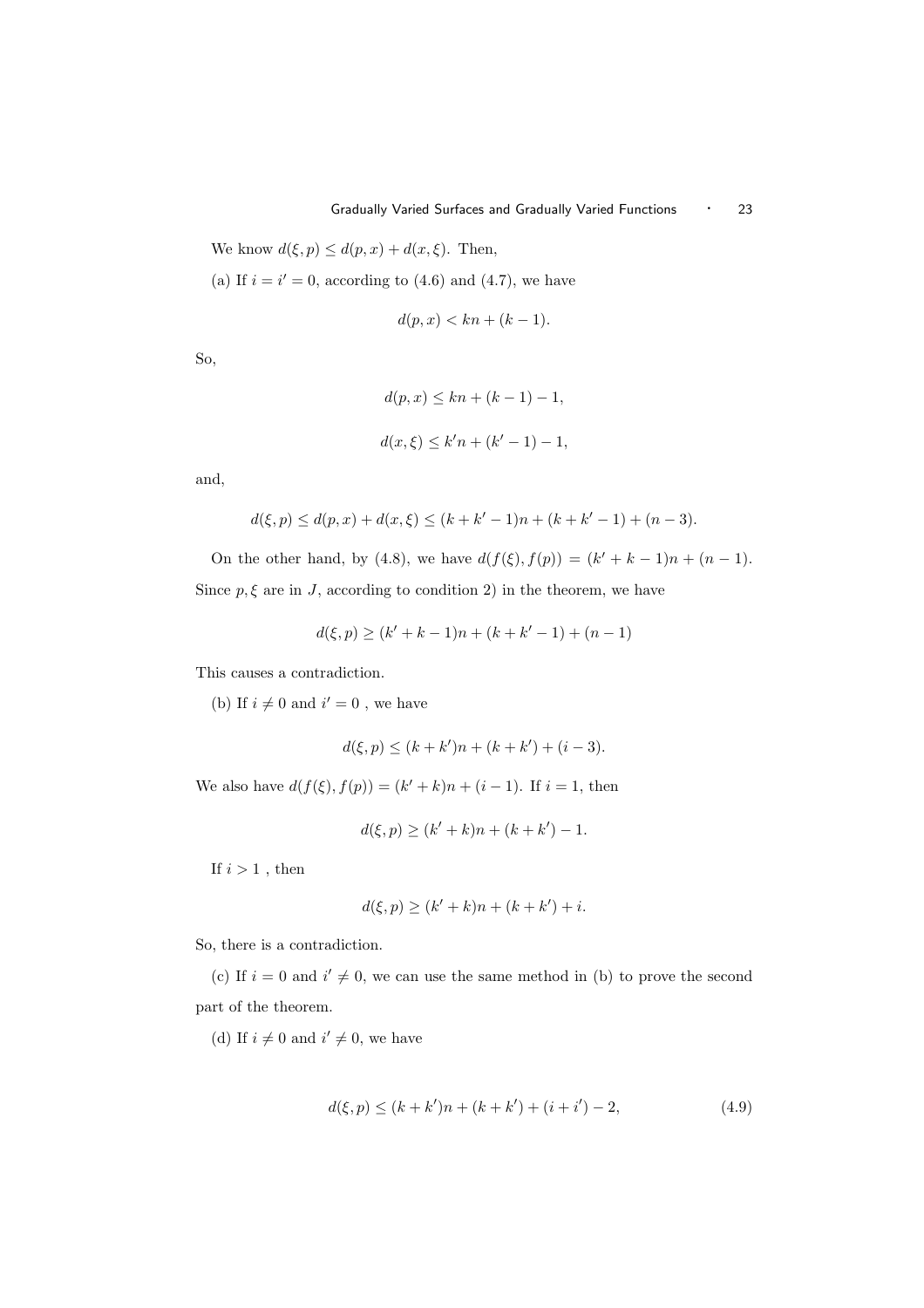We know $d(\xi, p) \leq d(p, x) + d(x, \xi)$. Then,

(a) If $i = i' = 0$, according to (4.6) and (4.7), we have

$$d(p, x) < kn + (k - 1).$$

So,

$$d(p, x) \leq kn + (k - 1) - 1,$$

$$d(x, \xi) \leq k'n + (k' - 1) - 1,$$

and,

$$d(\xi, p) \leq d(p, x) + d(x, \xi) \leq (k + k' - 1)n + (k + k' - 1) + (n - 3).$$

On the other hand, by (4.8), we have $d(f(\xi), f(p)) = (k' + k - 1)n + (n - 1)$. Since $p, \xi$ are in $J$, according to condition 2) in the theorem, we have

$$d(\xi, p) \geq (k' + k - 1)n + (k + k' - 1) + (n - 1)$$

This causes a contradiction.

(b) If $i \neq 0$ and $i' = 0$ , we have

$$d(\xi, p) \leq (k + k')n + (k + k') + (i - 3).$$

We also have $d(f(\xi), f(p)) = (k' + k)n + (i - 1)$. If $i = 1$, then

$$d(\xi, p) \geq (k' + k)n + (k + k') - 1.$$

If $i > 1$ , then

$$d(\xi, p) \geq (k' + k)n + (k + k') + i.$$

So, there is a contradiction.

(c) If $i = 0$ and $i' \neq 0$, we can use the same method in (b) to prove the second part of the theorem.

(d) If $i \neq 0$ and $i' \neq 0$, we have

$$d(\xi, p) \leq (k + k')n + (k + k') + (i + i') - 2, \tag{4.9}$$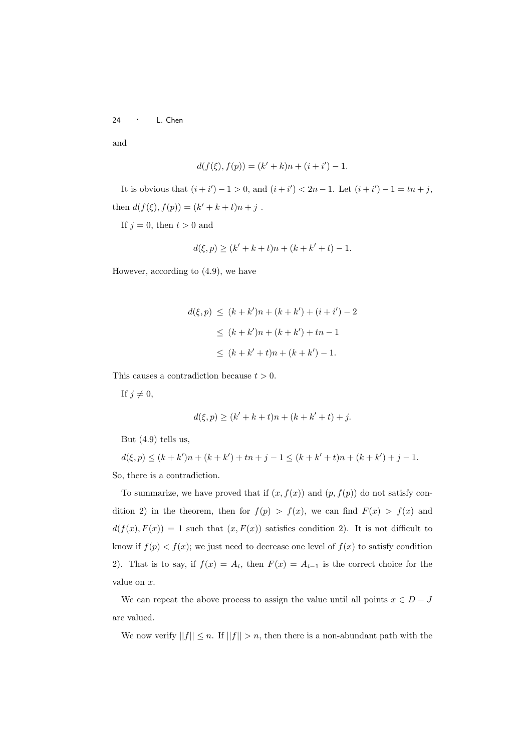and

$$d(f(\xi), f(p)) = (k' + k)n + (i + i') - 1.$$

It is obvious that $(i + i') - 1 > 0$, and $(i + i') < 2n - 1$. Let $(i + i') - 1 = tn + j$, then $d(f(\xi), f(p)) = (k' + k + t)n + j$ .

If $j = 0$, then $t > 0$ and

$$d(\xi, p) \geq (k' + k + t)n + (k + k' + t) - 1.$$

However, according to (4.9), we have

$$\begin{aligned}
d(\xi, p) &\leq (k + k')n + (k + k') + (i + i') - 2 \\
&\leq (k + k')n + (k + k') + tn - 1 \\
&\leq (k + k' + t)n + (k + k') - 1.
\end{aligned}$$

This causes a contradiction because $t > 0$.

If $j \neq 0$,

$$d(\xi, p) \geq (k' + k + t)n + (k + k' + t) + j.$$

But (4.9) tells us,

$d(\xi, p) \leq (k + k')n + (k + k') + tn + j - 1 \leq (k + k' + t)n + (k + k') + j - 1.$

So, there is a contradiction.

To summarize, we have proved that if $(x, f(x))$ and $(p, f(p))$ do not satisfy condition 2) in the theorem, then for $f(p) > f(x)$, we can find $F(x) > f(x)$ and $d(f(x), F(x)) = 1$ such that $(x, F(x))$ satisfies condition 2). It is not difficult to know if $f(p) < f(x)$; we just need to decrease one level of $f(x)$ to satisfy condition 2). That is to say, if $f(x) = A_i$, then $F(x) = A_{i-1}$ is the correct choice for the value on $x$.

We can repeat the above process to assign the value until all points $x \in D - J$ are valued.

We now verify $||f|| \leq n$. If $||f|| > n$, then there is a non-abundant path with the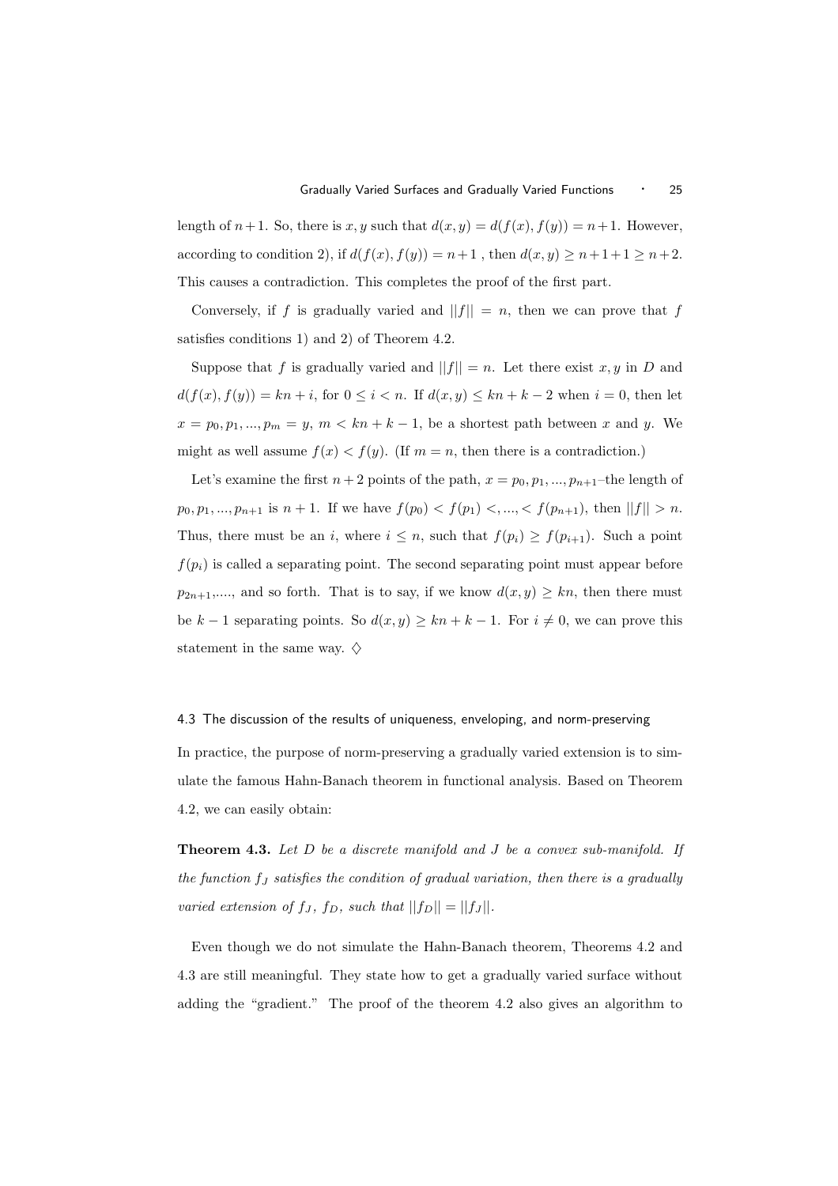length of $n+1$. So, there is $x, y$ such that $d(x, y) = d(f(x), f(y)) = n+1$. However, according to condition 2), if $d(f(x), f(y)) = n+1$ , then $d(x, y) \geq n+1+1 \geq n+2$. This causes a contradiction. This completes the proof of the first part.

Conversely, if $f$ is gradually varied and $||f|| = n$, then we can prove that $f$ satisfies conditions 1) and 2) of Theorem 4.2.

Suppose that $f$ is gradually varied and $||f|| = n$. Let there exist $x, y$ in $D$ and $d(f(x), f(y)) = kn + i$, for $0 \leq i < n$. If $d(x, y) \leq kn + k - 2$ when $i = 0$, then let $x = p_0, p_1, ..., p_m = y$, $m < kn + k - 1$, be a shortest path between $x$ and $y$. We might as well assume $f(x) < f(y)$. (If $m = n$, then there is a contradiction.)

Let's examine the first $n+2$ points of the path, $x = p_0, p_1, ..., p_{n+1}$–the length of $p_0, p_1, ..., p_{n+1}$ is $n+1$. If we have $f(p_0) < f(p_1) <, ..., < f(p_{n+1})$, then $||f|| > n$. Thus, there must be an $i$, where $i \leq n$, such that $f(p_i) \geq f(p_{i+1})$. Such a point $f(p_i)$ is called a separating point. The second separating point must appear before $p_{2n+1}$,...., and so forth. That is to say, if we know $d(x, y) \geq kn$, then there must be $k-1$ separating points. So $d(x, y) \geq kn + k - 1$. For $i \neq 0$, we can prove this statement in the same way. $\diamondsuit$

### 4.3 The discussion of the results of uniqueness, enveloping, and norm-preserving

In practice, the purpose of norm-preserving a gradually varied extension is to simulate the famous Hahn-Banach theorem in functional analysis. Based on Theorem 4.2, we can easily obtain:

**Theorem 4.3.** *Let $D$ be a discrete manifold and $J$ be a convex sub-manifold. If the function $f_J$ satisfies the condition of gradual variation, then there is a gradually varied extension of $f_J$, $f_D$, such that $||f_D|| = ||f_J||$.*

Even though we do not simulate the Hahn-Banach theorem, Theorems 4.2 and 4.3 are still meaningful. They state how to get a gradually varied surface without adding the "gradient." The proof of the theorem 4.2 also gives an algorithm to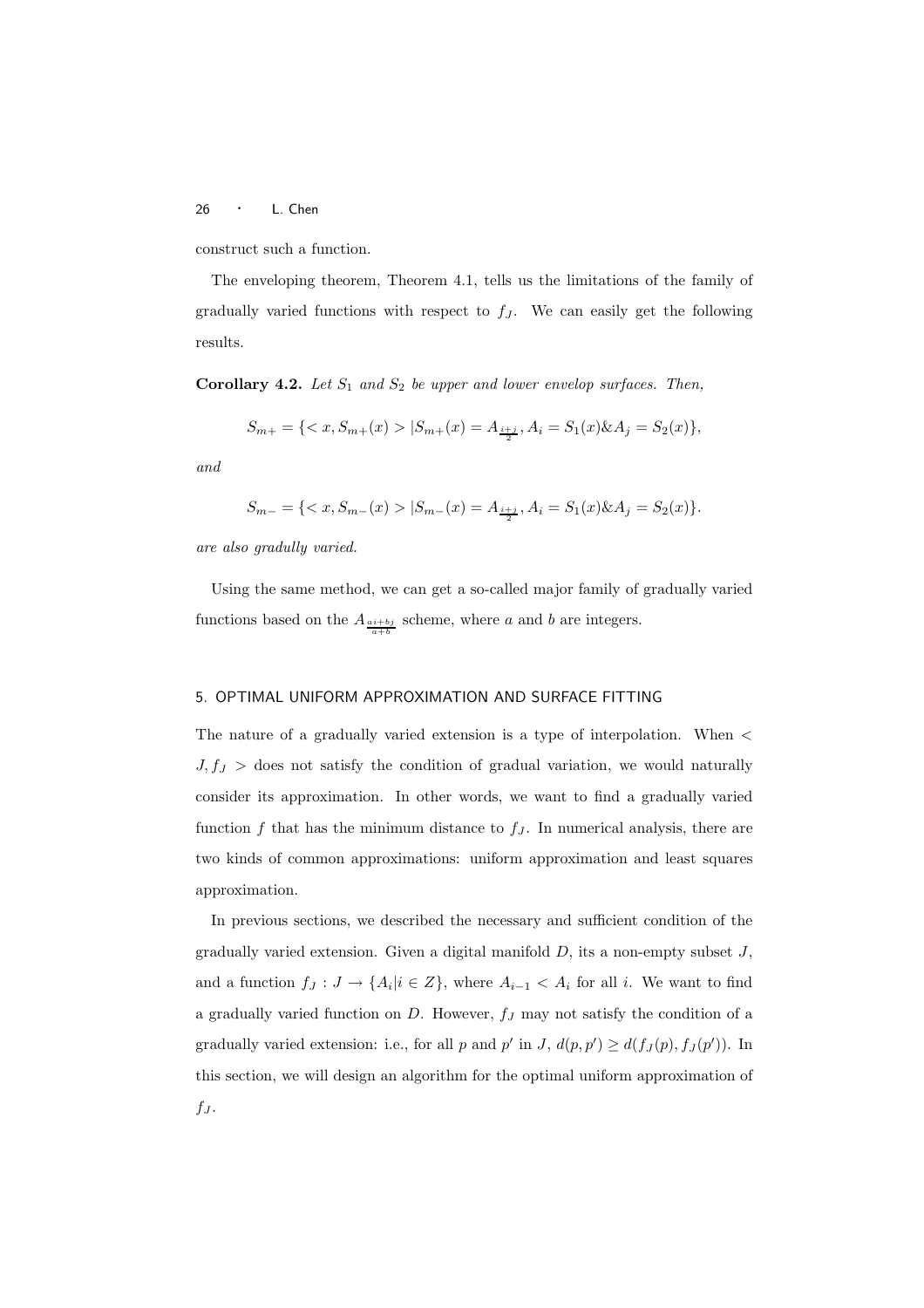construct such a function.

The enveloping theorem, Theorem 4.1, tells us the limitations of the family of gradually varied functions with respect to $f_J$. We can easily get the following results.

**Corollary 4.2.** *Let $S_1$ and $S_2$ be upper and lower envelop surfaces. Then,*

$$S_{m+} = \{ < x, S_{m+}(x) > | S_{m+}(x) = A_{\lfloor \frac{i+j}{2} \rfloor}, A_i = S_1(x) \& A_j = S_2(x) \},$$

*and*

$$S_{m-} = \{ < x, S_{m-}(x) > | S_{m-}(x) = A_{\lceil \frac{i+j}{2} \rceil}, A_i = S_1(x) \& A_j = S_2(x) \}.$$

*are also gradully varied.*

Using the same method, we can get a so-called major family of gradually varied functions based on the $A_{\frac{ai+bj}{a+b}}$ scheme, where $a$ and $b$ are integers.

## 5. OPTIMAL UNIFORM APPROXIMATION AND SURFACE FITTING

The nature of a gradually varied extension is a type of interpolation. When $< J, f_J >$ does not satisfy the condition of gradual variation, we would naturally consider its approximation. In other words, we want to find a gradually varied function $f$ that has the minimum distance to $f_J$. In numerical analysis, there are two kinds of common approximations: uniform approximation and least squares approximation.

In previous sections, we described the necessary and sufficient condition of the gradually varied extension. Given a digital manifold $D$, its a non-empty subset $J$, and a function $f_J : J \to \{A_i | i \in Z\}$, where $A_{i-1} < A_i$ for all $i$. We want to find a gradually varied function on $D$. However, $f_J$ may not satisfy the condition of a gradually varied extension: i.e., for all $p$ and $p'$ in $J$, $d(p, p') \geq d(f_J(p), f_J(p'))$. In this section, we will design an algorithm for the optimal uniform approximation of $f_J$.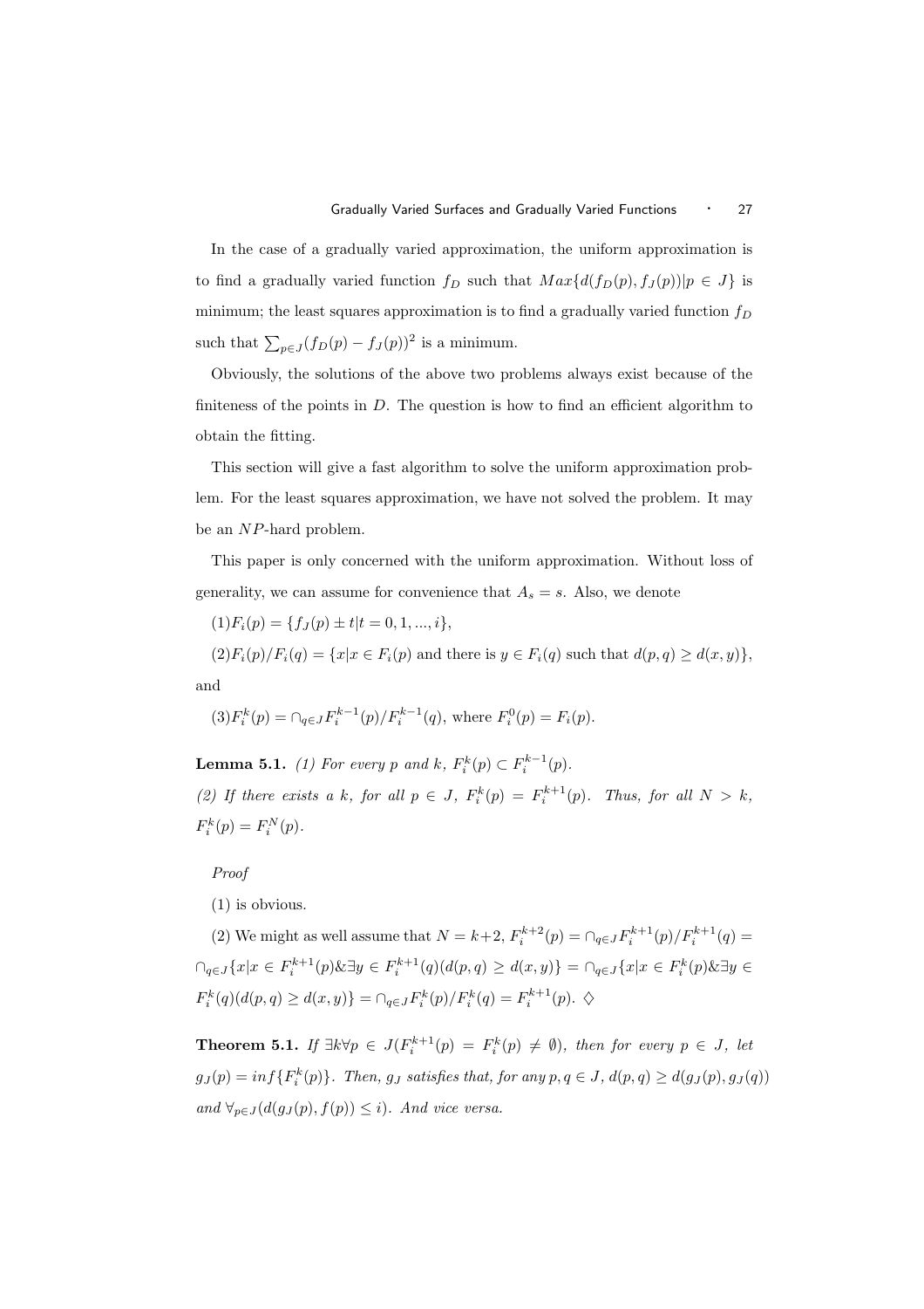In the case of a gradually varied approximation, the uniform approximation is to find a gradually varied function $f_D$ such that $Max\{d(f_D(p), f_J(p))|p \in J\}$ is minimum; the least squares approximation is to find a gradually varied function $f_D$ such that $\sum_{p\in J}(f_D(p) - f_J(p))^2$ is a minimum.

Obviously, the solutions of the above two problems always exist because of the finiteness of the points in $D$. The question is how to find an efficient algorithm to obtain the fitting.

This section will give a fast algorithm to solve the uniform approximation problem. For the least squares approximation, we have not solved the problem. It may be an $NP$-hard problem.

This paper is only concerned with the uniform approximation. Without loss of generality, we can assume for convenience that $A_s = s$. Also, we denote

(1)$F_i(p) = \{f_J(p) \pm t | t = 0, 1, ..., i\}$,

(2)$F_i(p)/F_i(q) = \{x | x \in F_i(p)$ and there is $y \in F_i(q)$ such that $d(p, q) \geq d(x, y)\}$,

and

(3)$F_i^k(p) = \cap_{q\in J} F_i^{k-1}(p)/F_i^{k-1}(q)$, where $F_i^0(p) = F_i(p)$.

**Lemma 5.1.** *(1) For every $p$ and $k$, $F_i^k(p) \subset F_i^{k-1}(p)$.*
*(2) If there exists a $k$, for all $p \in J$, $F_i^k(p) = F_i^{k+1}(p)$. Thus, for all $N > k$, $F_i^k(p) = F_i^N(p)$.*

*Proof*

(1) is obvious.

(2) We might as well assume that $N = k+2$, $F_i^{k+2}(p) = \cap_{q\in J} F_i^{k+1}(p)/F_i^{k+1}(q) = \cap_{q\in J}\{x | x \in F_i^{k+1}(p) \& \exists y \in F_i^{k+1}(q)(d(p,q) \geq d(x,y)\} = \cap_{q\in J}\{x | x \in F_i^k(p) \& \exists y \in F_i^k(q)(d(p,q) \geq d(x,y)\} = \cap_{q\in J} F_i^k(p)/F_i^k(q) = F_i^{k+1}(p)$. $\diamondsuit$

**Theorem 5.1.** *If $\exists k \forall p \in J(F_i^{k+1}(p) = F_i^k(p) \neq \emptyset)$, then for every $p \in J$, let $g_J(p) = inf\{F_i^k(p)\}$. Then, $g_J$ satisfies that, for any $p, q \in J$, $d(p,q) \geq d(g_J(p), g_J(q))$ and $\forall_{p\in J}(d(g_J(p), f(p)) \leq i)$. And vice versa.*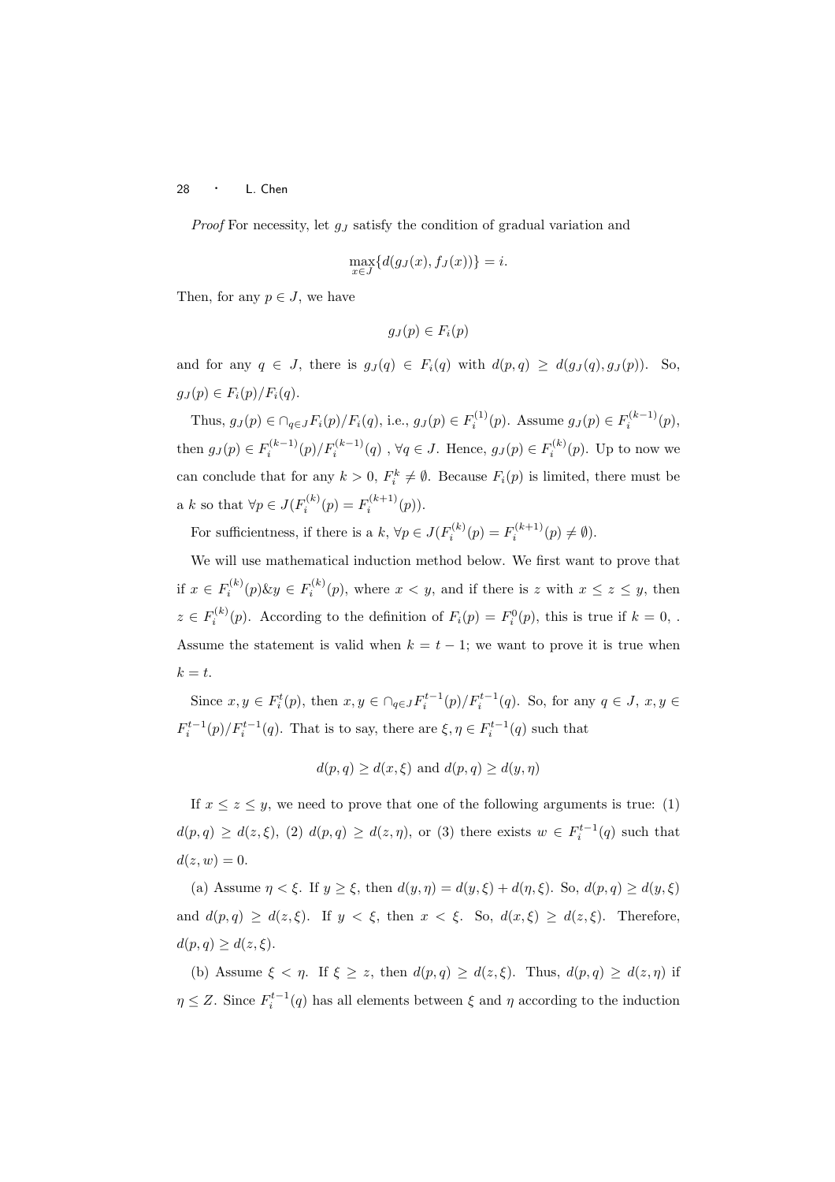*Proof* For necessity, let $g_J$ satisfy the condition of gradual variation and

$$\max_{x \in J}\{d(g_J(x), f_J(x))\} = i.$$

Then, for any $p \in J$, we have

$$g_J(p) \in F_i(p)$$

and for any $q \in J$, there is $g_J(q) \in F_i(q)$ with $d(p,q) \geq d(g_J(q), g_J(p))$. So, $g_J(p) \in F_i(p)/F_i(q)$.

Thus, $g_J(p) \in \cap_{q \in J} F_i(p)/F_i(q)$, i.e., $g_J(p) \in F_i^{(1)}(p)$. Assume $g_J(p) \in F_i^{(k-1)}(p)$, then $g_J(p) \in F_i^{(k-1)}(p)/F_i^{(k-1)}(q)$ , $\forall q \in J$. Hence, $g_J(p) \in F_i^{(k)}(p)$. Up to now we can conclude that for any $k > 0$, $F_i^k \neq \emptyset$. Because $F_i(p)$ is limited, there must be a $k$ so that $\forall p \in J(F_i^{(k)}(p) = F_i^{(k+1)}(p))$.

For sufficientness, if there is a $k$, $\forall p \in J(F_i^{(k)}(p) = F_i^{(k+1)}(p) \neq \emptyset)$.

We will use mathematical induction method below. We first want to prove that if $x \in F_i^{(k)}(p) \& y \in F_i^{(k)}(p)$, where $x < y$, and if there is $z$ with $x \leq z \leq y$, then $z \in F_i^{(k)}(p)$. According to the definition of $F_i(p) = F_i^0(p)$, this is true if $k = 0$, . Assume the statement is valid when $k = t-1$; we want to prove it is true when $k = t$.

Since $x, y \in F_i^t(p)$, then $x, y \in \cap_{q \in J} F_i^{t-1}(p)/F_i^{t-1}(q)$. So, for any $q \in J$, $x, y \in F_i^{t-1}(p)/F_i^{t-1}(q)$. That is to say, there are $\xi, \eta \in F_i^{t-1}(q)$ such that

$$d(p,q) \geq d(x, \xi) \text{ and } d(p,q) \geq d(y, \eta)$$

If $x \leq z \leq y$, we need to prove that one of the following arguments is true: (1) $d(p,q) \geq d(z, \xi)$, (2) $d(p,q) \geq d(z, \eta)$, or (3) there exists $w \in F_i^{t-1}(q)$ such that $d(z, w) = 0$.

(a) Assume $\eta < \xi$. If $y \geq \xi$, then $d(y, \eta) = d(y, \xi) + d(\eta, \xi)$. So, $d(p,q) \geq d(y, \xi)$ and $d(p,q) \geq d(z, \xi)$. If $y < \xi$, then $x < \xi$. So, $d(x, \xi) \geq d(z, \xi)$. Therefore, $d(p,q) \geq d(z, \xi)$.

(b) Assume $\xi < \eta$. If $\xi \geq z$, then $d(p,q) \geq d(z, \xi)$. Thus, $d(p,q) \geq d(z, \eta)$ if $\eta \leq Z$. Since $F_i^{t-1}(q)$ has all elements between $\xi$ and $\eta$ according to the induction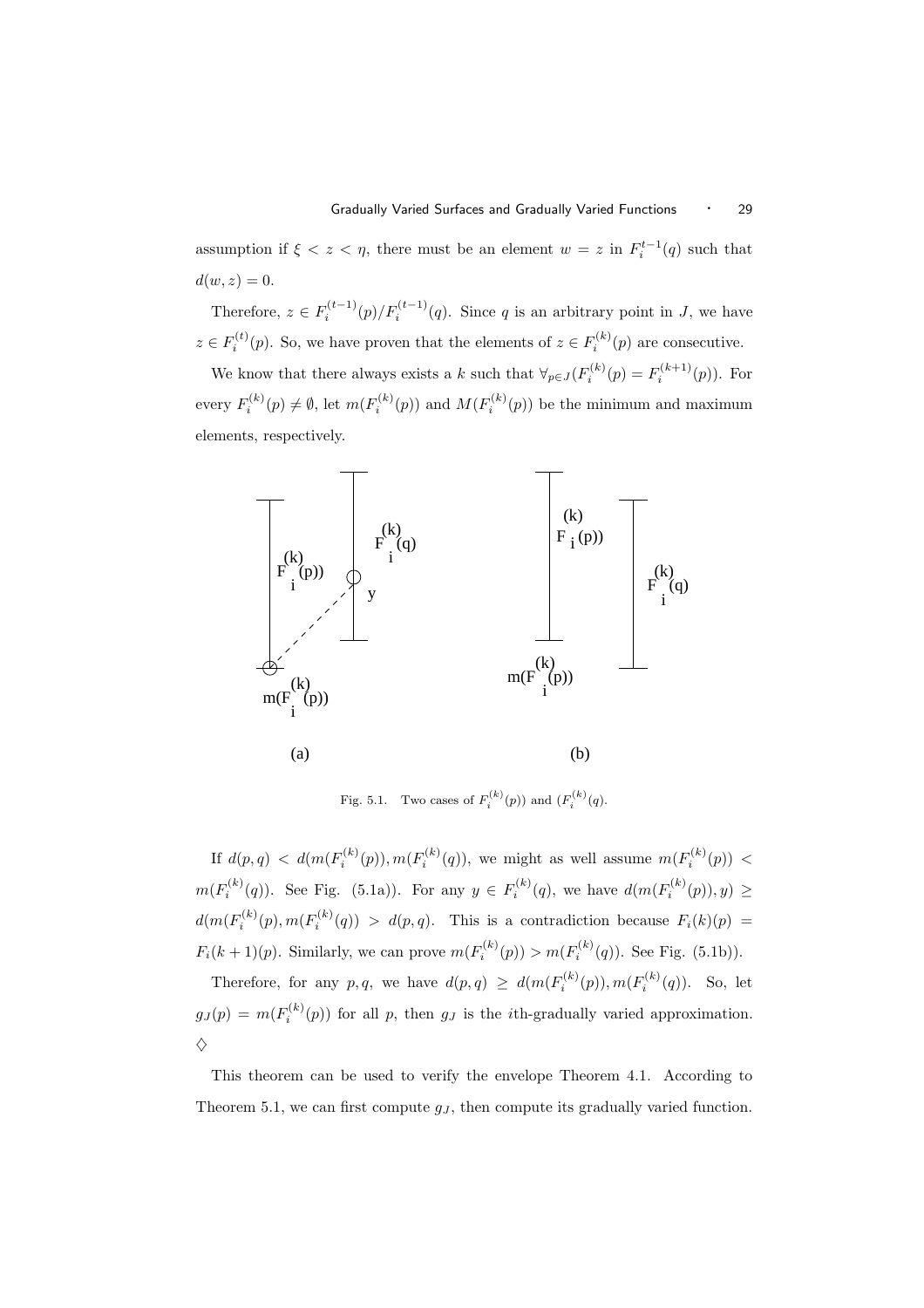assumption if $\xi < z < \eta$, there must be an element $w = z$ in $F_i^{t-1}(q)$ such that $d(w, z) = 0$.

Therefore, $z \in F_i^{(t-1)}(p)/F_i^{(t-1)}(q)$. Since $q$ is an arbitrary point in $J$, we have $z \in F_i^{(t)}(p)$. So, we have proven that the elements of $z \in F_i^{(k)}(p)$ are consecutive.

We know that there always exists a $k$ such that $\forall_{p \in J}(F_i^{(k)}(p) = F_i^{(k+1)}(p))$. For every $F_i^{(k)}(p) \neq \emptyset$, let $m(F_i^{(k)}(p))$ and $M(F_i^{(k)}(p))$ be the minimum and maximum elements, respectively.

Fig. 5.1. Two cases of $F_i^{(k)}(p))$ and $(F_i^{(k)}(q)$.

If $d(p, q) < d(m(F_i^{(k)}(p)), m(F_i^{(k)}(q))$, we might as well assume $m(F_i^{(k)}(p)) < m(F_i^{(k)}(q))$. See Fig. (5.1a)). For any $y \in F_i^{(k)}(q)$, we have $d(m(F_i^{(k)}(p)), y) \geq d(m(F_i^{(k)}(p), m(F_i^{(k)}(q)) > d(p, q)$. This is a contradiction because $F_i(k)(p) = F_i(k+1)(p)$. Similarly, we can prove $m(F_i^{(k)}(p)) > m(F_i^{(k)}(q))$. See Fig. (5.1b)).

Therefore, for any $p, q$, we have $d(p, q) \geq d(m(F_i^{(k)}(p)), m(F_i^{(k)}(q))$. So, let $g_J(p) = m(F_i^{(k)}(p))$ for all $p$, then $g_J$ is the $i$th-gradually varied approximation. $\diamondsuit$

This theorem can be used to verify the envelope Theorem 4.1. According to Theorem 5.1, we can first compute $g_J$, then compute its gradually varied function.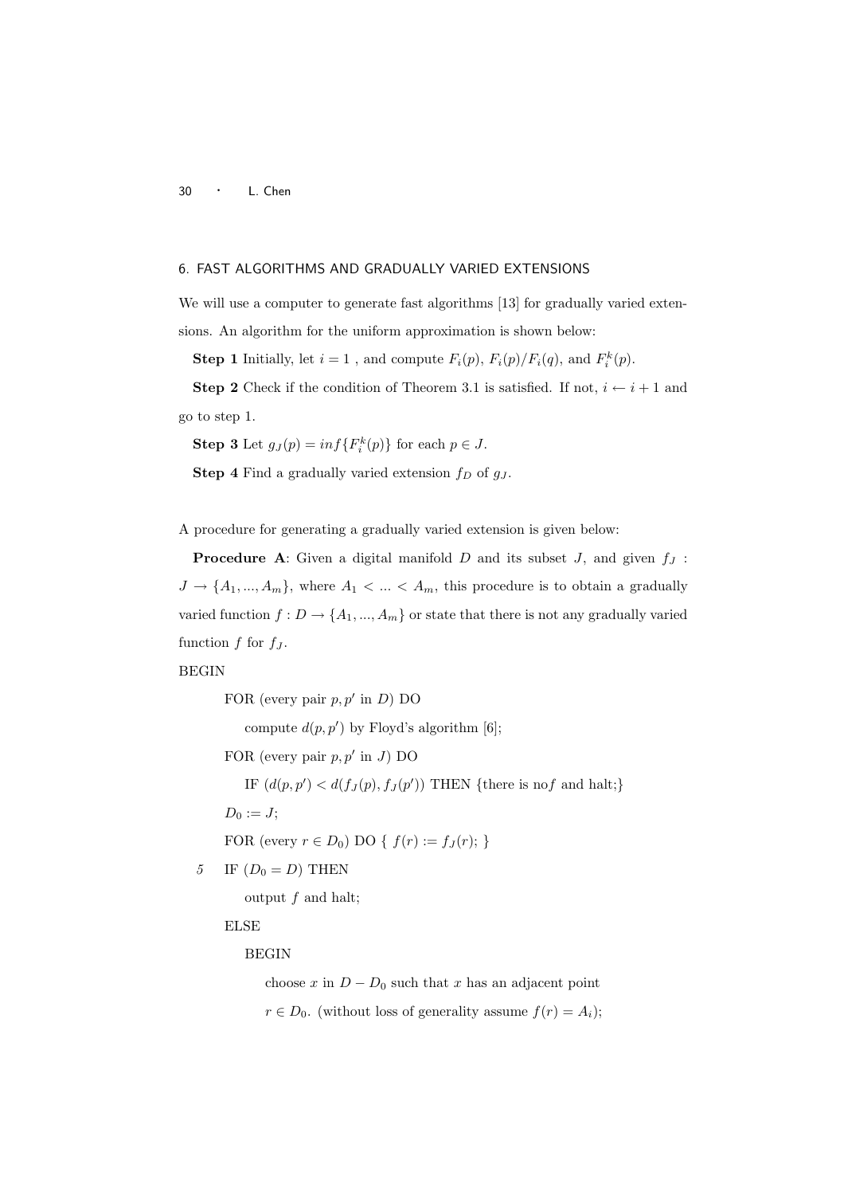## 6. FAST ALGORITHMS AND GRADUALLY VARIED EXTENSIONS

We will use a computer to generate fast algorithms [13] for gradually varied extensions. An algorithm for the uniform approximation is shown below:

**Step 1** Initially, let $i = 1$ , and compute $F_i(p)$, $F_i(p)/F_i(q)$, and $F_i^k(p)$.

**Step 2** Check if the condition of Theorem 3.1 is satisfied. If not, $i \leftarrow i+1$ and go to step 1.

**Step 3** Let $g_J(p) = inf\{F_i^k(p)\}$ for each $p \in J$.

**Step 4** Find a gradually varied extension $f_D$ of $g_J$.

A procedure for generating a gradually varied extension is given below:

**Procedure A**: Given a digital manifold $D$ and its subset $J$, and given $f_J : J \to \{A_1, ..., A_m\}$, where $A_1 < ... < A_m$, this procedure is to obtain a gradually varied function $f : D \to \{A_1, ..., A_m\}$ or state that there is not any gradually varied function $f$ for $f_J$.

```
BEGIN
    FOR (every pair p, p' in D) DO
        compute d(p, p') by Floyd's algorithm [6];
    FOR (every pair p, p' in J) DO
        IF (d(p, p') < d(f_J(p), f_J(p'))) THEN {there is no f and halt;}
    D_0 := J;
    FOR (every r ∈ D_0) DO { f(r) := f_J(r); }
5   IF (D_0 = D) THEN
        output f and halt;
    ELSE
        BEGIN
            choose x in D − D_0 such that x has an adjacent point
            r ∈ D_0. (without loss of generality assume f(r) = A_i);
```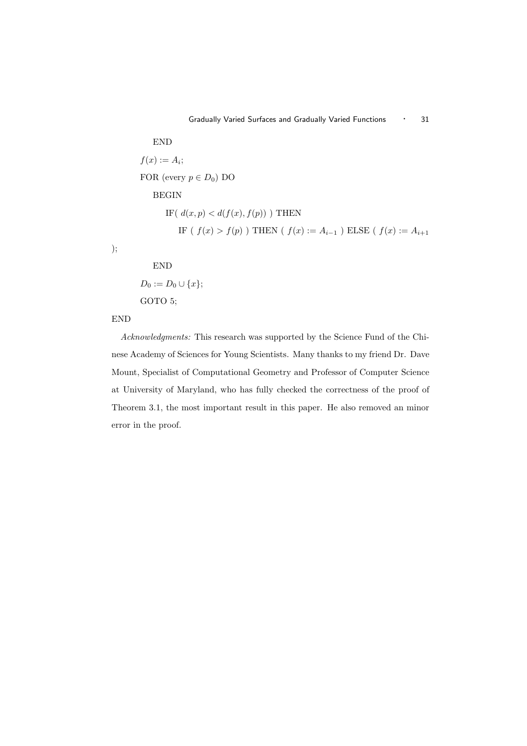```
        END
    f(x) := A_i;
    FOR (every p ∈ D_0) DO
        BEGIN
            IF( d(x,p) < d(f(x), f(p)) ) THEN
                IF ( f(x) > f(p) ) THEN ( f(x) := A_{i-1} ) ELSE ( f(x) := A_{i+1} );
        END
    D_0 := D_0 ∪ {x};
    GOTO 5;
END
```

*Acknowledgments:* This research was supported by the Science Fund of the Chinese Academy of Sciences for Young Scientists. Many thanks to my friend Dr. Dave Mount, Specialist of Computational Geometry and Professor of Computer Science at University of Maryland, who has fully checked the correctness of the proof of Theorem 3.1, the most important result in this paper. He also removed an minor error in the proof.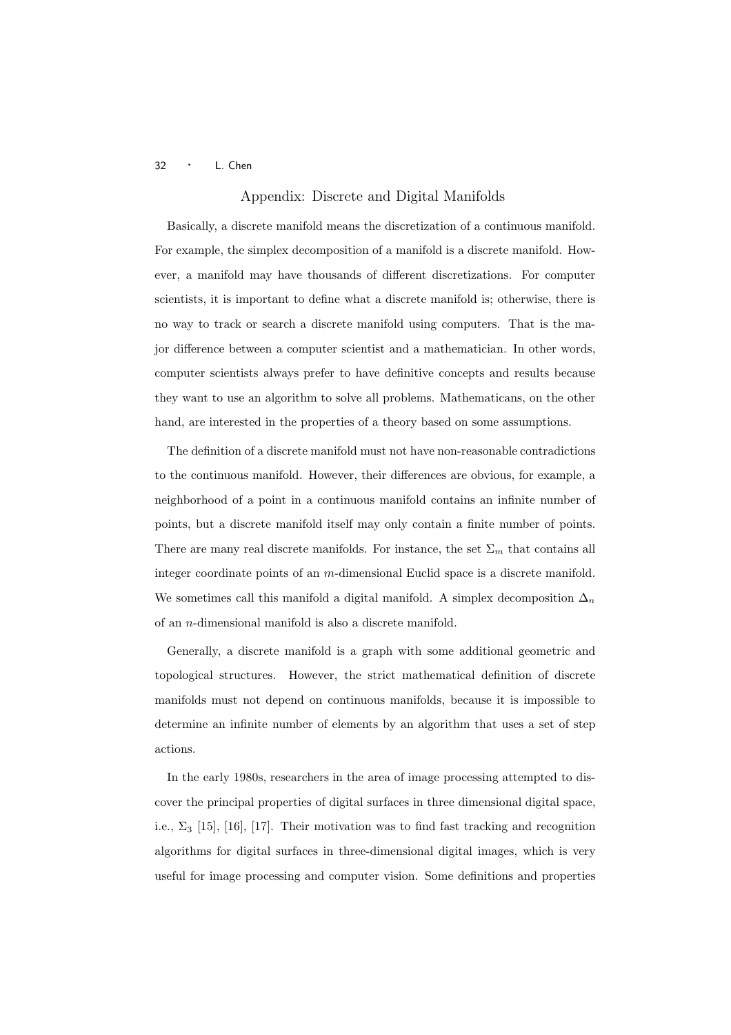## Appendix: Discrete and Digital Manifolds

Basically, a discrete manifold means the discretization of a continuous manifold. For example, the simplex decomposition of a manifold is a discrete manifold. However, a manifold may have thousands of different discretizations. For computer scientists, it is important to define what a discrete manifold is; otherwise, there is no way to track or search a discrete manifold using computers. That is the major difference between a computer scientist and a mathematician. In other words, computer scientists always prefer to have definitive concepts and results because they want to use an algorithm to solve all problems. Mathematicans, on the other hand, are interested in the properties of a theory based on some assumptions.

The definition of a discrete manifold must not have non-reasonable contradictions to the continuous manifold. However, their differences are obvious, for example, a neighborhood of a point in a continuous manifold contains an infinite number of points, but a discrete manifold itself may only contain a finite number of points. There are many real discrete manifolds. For instance, the set $\Sigma_m$ that contains all integer coordinate points of an $m$-dimensional Euclid space is a discrete manifold. We sometimes call this manifold a digital manifold. A simplex decomposition $\Delta_n$ of an $n$-dimensional manifold is also a discrete manifold.

Generally, a discrete manifold is a graph with some additional geometric and topological structures. However, the strict mathematical definition of discrete manifolds must not depend on continuous manifolds, because it is impossible to determine an infinite number of elements by an algorithm that uses a set of step actions.

In the early 1980s, researchers in the area of image processing attempted to discover the principal properties of digital surfaces in three dimensional digital space, i.e., $\Sigma_3$ [15], [16], [17]. Their motivation was to find fast tracking and recognition algorithms for digital surfaces in three-dimensional digital images, which is very useful for image processing and computer vision. Some definitions and properties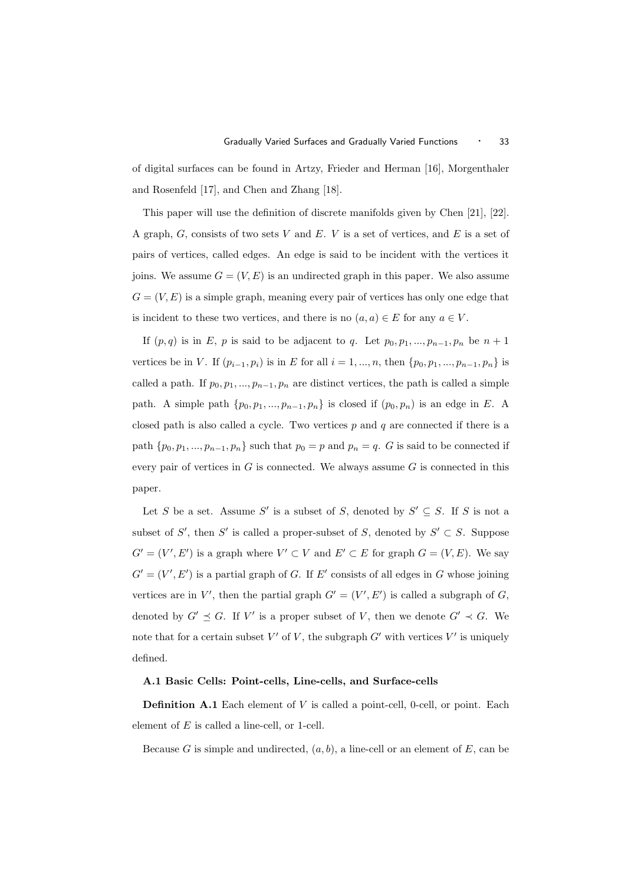of digital surfaces can be found in Artzy, Frieder and Herman [16], Morgenthaler and Rosenfeld [17], and Chen and Zhang [18].

This paper will use the definition of discrete manifolds given by Chen [21], [22]. A graph, $G$, consists of two sets $V$ and $E$. $V$ is a set of vertices, and $E$ is a set of pairs of vertices, called edges. An edge is said to be incident with the vertices it joins. We assume $G = (V, E)$ is an undirected graph in this paper. We also assume $G = (V, E)$ is a simple graph, meaning every pair of vertices has only one edge that is incident to these two vertices, and there is no $(a, a) \in E$ for any $a \in V$.

If $(p, q)$ is in $E$, $p$ is said to be adjacent to $q$. Let $p_0, p_1, ..., p_{n-1}, p_n$ be $n + 1$ vertices be in $V$. If $(p_{i-1}, p_i)$ is in $E$ for all $i = 1, ..., n$, then $\{p_0, p_1, ..., p_{n-1}, p_n\}$ is called a path. If $p_0, p_1, ..., p_{n-1}, p_n$ are distinct vertices, the path is called a simple path. A simple path $\{p_0, p_1, ..., p_{n-1}, p_n\}$ is closed if $(p_0, p_n)$ is an edge in $E$. A closed path is also called a cycle. Two vertices $p$ and $q$ are connected if there is a path $\{p_0, p_1, ..., p_{n-1}, p_n\}$ such that $p_0 = p$ and $p_n = q$. $G$ is said to be connected if every pair of vertices in $G$ is connected. We always assume $G$ is connected in this paper.

Let $S$ be a set. Assume $S'$ is a subset of $S$, denoted by $S' \subseteq S$. If $S$ is not a subset of $S'$, then $S'$ is called a proper-subset of $S$, denoted by $S' \subset S$. Suppose $G' = (V', E')$ is a graph where $V' \subset V$ and $E' \subset E$ for graph $G = (V, E)$. We say $G' = (V', E')$ is a partial graph of $G$. If $E'$ consists of all edges in $G$ whose joining vertices are in $V'$, then the partial graph $G' = (V', E')$ is called a subgraph of $G$, denoted by $G' \preceq G$. If $V'$ is a proper subset of $V$, then we denote $G' \prec G$. We note that for a certain subset $V'$ of $V$, the subgraph $G'$ with vertices $V'$ is uniquely defined.

### A.1 Basic Cells: Point-cells, Line-cells, and Surface-cells

**Definition A.1** Each element of $V$ is called a point-cell, 0-cell, or point. Each element of $E$ is called a line-cell, or 1-cell.

Because $G$ is simple and undirected, $(a, b)$, a line-cell or an element of $E$, can be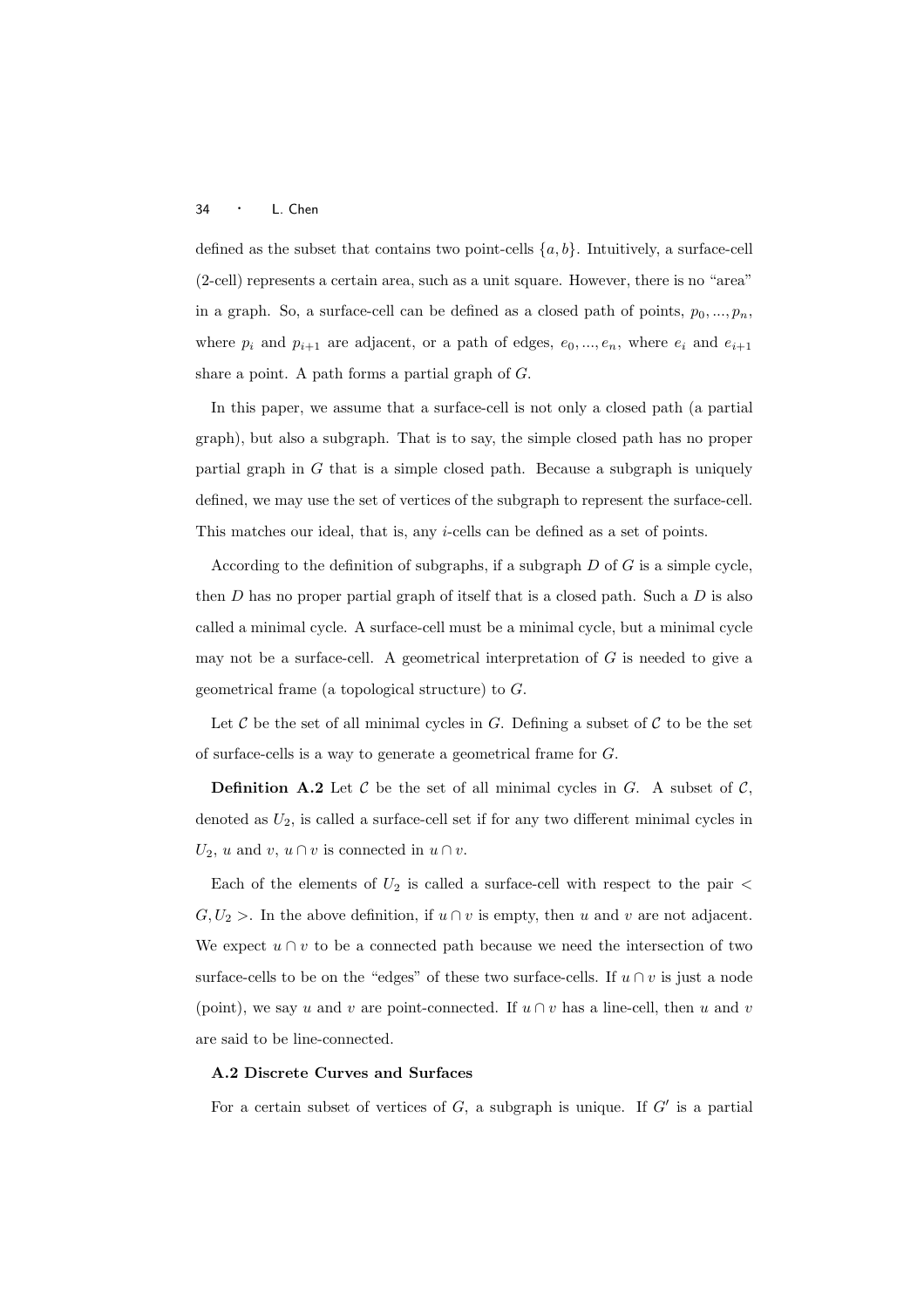defined as the subset that contains two point-cells $\{a, b\}$. Intuitively, a surface-cell (2-cell) represents a certain area, such as a unit square. However, there is no "area" in a graph. So, a surface-cell can be defined as a closed path of points, $p_0, ..., p_n$, where $p_i$ and $p_{i+1}$ are adjacent, or a path of edges, $e_0, ..., e_n$, where $e_i$ and $e_{i+1}$ share a point. A path forms a partial graph of $G$.

In this paper, we assume that a surface-cell is not only a closed path (a partial graph), but also a subgraph. That is to say, the simple closed path has no proper partial graph in $G$ that is a simple closed path. Because a subgraph is uniquely defined, we may use the set of vertices of the subgraph to represent the surface-cell. This matches our ideal, that is, any $i$-cells can be defined as a set of points.

According to the definition of subgraphs, if a subgraph $D$ of $G$ is a simple cycle, then $D$ has no proper partial graph of itself that is a closed path. Such a $D$ is also called a minimal cycle. A surface-cell must be a minimal cycle, but a minimal cycle may not be a surface-cell. A geometrical interpretation of $G$ is needed to give a geometrical frame (a topological structure) to $G$.

Let $\mathcal{C}$ be the set of all minimal cycles in $G$. Defining a subset of $\mathcal{C}$ to be the set of surface-cells is a way to generate a geometrical frame for $G$.

**Definition A.2** Let $\mathcal{C}$ be the set of all minimal cycles in $G$. A subset of $\mathcal{C}$, denoted as $U_2$, is called a surface-cell set if for any two different minimal cycles in $U_2$, $u$ and $v$, $u \cap v$ is connected in $u \cap v$.

Each of the elements of $U_2$ is called a surface-cell with respect to the pair $< G, U_2 >$. In the above definition, if $u \cap v$ is empty, then $u$ and $v$ are not adjacent. We expect $u \cap v$ to be a connected path because we need the intersection of two surface-cells to be on the "edges" of these two surface-cells. If $u \cap v$ is just a node (point), we say $u$ and $v$ are point-connected. If $u \cap v$ has a line-cell, then $u$ and $v$ are said to be line-connected.

### A.2 Discrete Curves and Surfaces

For a certain subset of vertices of $G$, a subgraph is unique. If $G'$ is a partial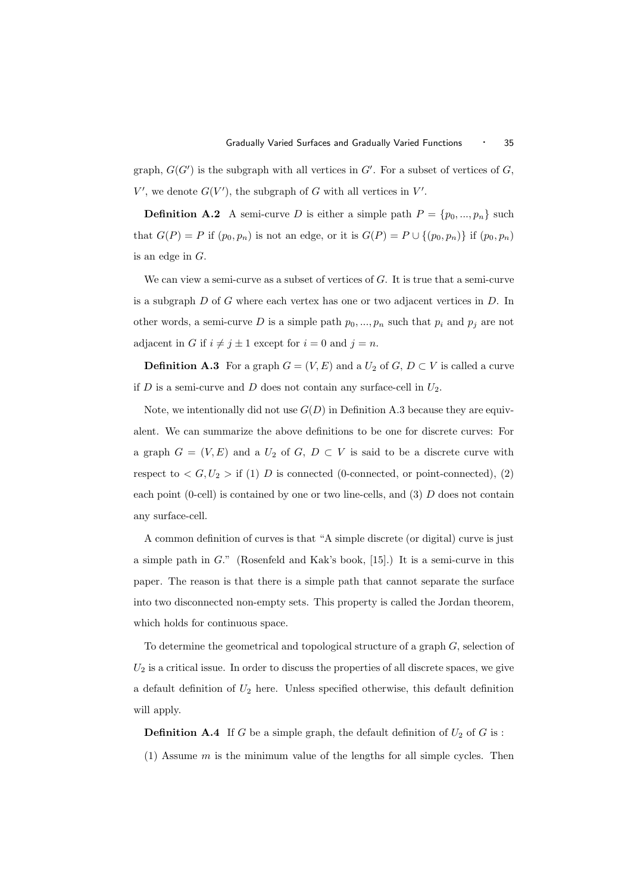graph, $G(G')$ is the subgraph with all vertices in $G'$. For a subset of vertices of $G$, $V'$, we denote $G(V')$, the subgraph of $G$ with all vertices in $V'$.

**Definition A.2** A semi-curve $D$ is either a simple path $P = \{p_0, ..., p_n\}$ such that $G(P) = P$ if $(p_0, p_n)$ is not an edge, or it is $G(P) = P \cup \{(p_0, p_n)\}$ if $(p_0, p_n)$ is an edge in $G$.

We can view a semi-curve as a subset of vertices of $G$. It is true that a semi-curve is a subgraph $D$ of $G$ where each vertex has one or two adjacent vertices in $D$. In other words, a semi-curve $D$ is a simple path $p_0, ..., p_n$ such that $p_i$ and $p_j$ are not adjacent in $G$ if $i \neq j \pm 1$ except for $i = 0$ and $j = n$.

**Definition A.3** For a graph $G = (V, E)$ and a $U_2$ of $G$, $D \subset V$ is called a curve if $D$ is a semi-curve and $D$ does not contain any surface-cell in $U_2$.

Note, we intentionally did not use $G(D)$ in Definition A.3 because they are equivalent. We can summarize the above definitions to be one for discrete curves: For a graph $G = (V, E)$ and a $U_2$ of $G$, $D \subset V$ is said to be a discrete curve with respect to $< G, U_2 >$ if (1) $D$ is connected (0-connected, or point-connected), (2) each point (0-cell) is contained by one or two line-cells, and (3) $D$ does not contain any surface-cell.

A common definition of curves is that "A simple discrete (or digital) curve is just a simple path in $G$." (Rosenfeld and Kak's book, [15].) It is a semi-curve in this paper. The reason is that there is a simple path that cannot separate the surface into two disconnected non-empty sets. This property is called the Jordan theorem, which holds for continuous space.

To determine the geometrical and topological structure of a graph $G$, selection of $U_2$ is a critical issue. In order to discuss the properties of all discrete spaces, we give a default definition of $U_2$ here. Unless specified otherwise, this default definition will apply.

**Definition A.4** If $G$ be a simple graph, the default definition of $U_2$ of $G$ is :

(1) Assume $m$ is the minimum value of the lengths for all simple cycles. Then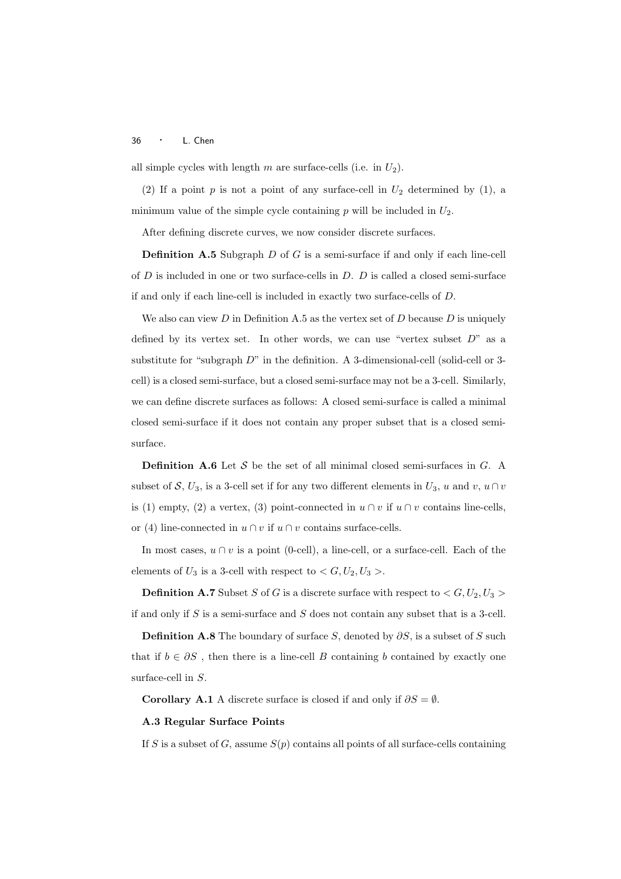all simple cycles with length $m$ are surface-cells (i.e. in $U_2$).

(2) If a point $p$ is not a point of any surface-cell in $U_2$ determined by (1), a minimum value of the simple cycle containing $p$ will be included in $U_2$.

After defining discrete curves, we now consider discrete surfaces.

**Definition A.5** Subgraph $D$ of $G$ is a semi-surface if and only if each line-cell of $D$ is included in one or two surface-cells in $D$. $D$ is called a closed semi-surface if and only if each line-cell is included in exactly two surface-cells of $D$.

We also can view $D$ in Definition A.5 as the vertex set of $D$ because $D$ is uniquely defined by its vertex set. In other words, we can use "vertex subset $D$" as a substitute for "subgraph $D$" in the definition. A 3-dimensional-cell (solid-cell or 3-cell) is a closed semi-surface, but a closed semi-surface may not be a 3-cell. Similarly, we can define discrete surfaces as follows: A closed semi-surface is called a minimal closed semi-surface if it does not contain any proper subset that is a closed semi-surface.

**Definition A.6** Let $\mathcal{S}$ be the set of all minimal closed semi-surfaces in $G$. A subset of $\mathcal{S}$, $U_3$, is a 3-cell set if for any two different elements in $U_3$, $u$ and $v$, $u \cap v$ is (1) empty, (2) a vertex, (3) point-connected in $u \cap v$ if $u \cap v$ contains line-cells, or (4) line-connected in $u \cap v$ if $u \cap v$ contains surface-cells.

In most cases, $u \cap v$ is a point (0-cell), a line-cell, or a surface-cell. Each of the elements of $U_3$ is a 3-cell with respect to $< G, U_2, U_3 >$.

**Definition A.7** Subset $S$ of $G$ is a discrete surface with respect to $< G, U_2, U_3 >$ if and only if $S$ is a semi-surface and $S$ does not contain any subset that is a 3-cell.

**Definition A.8** The boundary of surface $S$, denoted by $\partial S$, is a subset of $S$ such that if $b \in \partial S$ , then there is a line-cell $B$ containing $b$ contained by exactly one surface-cell in $S$.

**Corollary A.1** A discrete surface is closed if and only if $\partial S = \emptyset$.

### A.3 Regular Surface Points

If $S$ is a subset of $G$, assume $S(p)$ contains all points of all surface-cells containing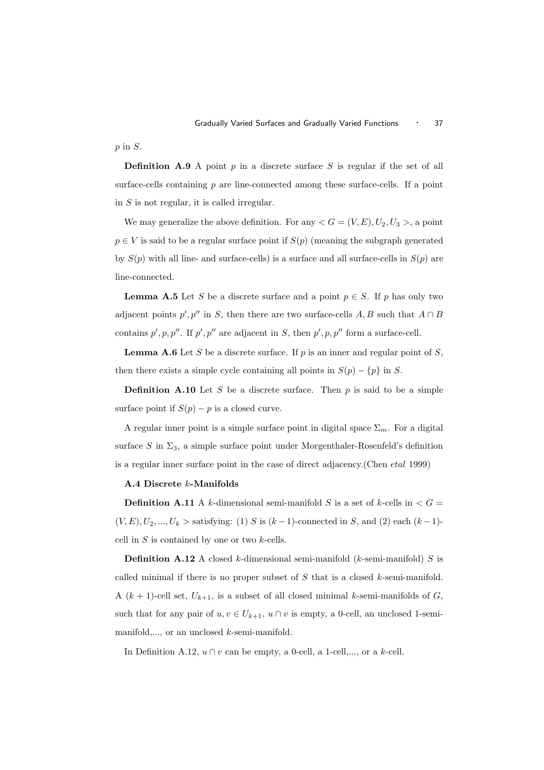$p$ in $S$.

**Definition A.9** A point $p$ in a discrete surface $S$ is regular if the set of all surface-cells containing $p$ are line-connected among these surface-cells. If a point in $S$ is not regular, it is called irregular.

We may generalize the above definition. For any $< G = (V, E), U_2, U_3 >$, a point $p \in V$ is said to be a regular surface point if $S(p)$ (meaning the subgraph generated by $S(p)$ with all line- and surface-cells) is a surface and all surface-cells in $S(p)$ are line-connected.

**Lemma A.5** Let $S$ be a discrete surface and a point $p \in S$. If $p$ has only two adjacent points $p', p''$ in $S$, then there are two surface-cells $A, B$ such that $A \cap B$ contains $p', p, p''$. If $p', p''$ are adjacent in $S$, then $p', p, p''$ form a surface-cell.

**Lemma A.6** Let $S$ be a discrete surface. If $p$ is an inner and regular point of $S$, then there exists a simple cycle containing all points in $S(p) - \{p\}$ in $S$.

**Definition A.10** Let $S$ be a discrete surface. Then $p$ is said to be a simple surface point if $S(p) - p$ is a closed curve.

A regular inner point is a simple surface point in digital space $\Sigma_m$. For a digital surface $S$ in $\Sigma_3$, a simple surface point under Morgenthaler-Rosenfeld's definition is a regular inner surface point in the case of direct adjacency.(Chen *etal* 1999)

### A.4 Discrete $k$-Manifolds

**Definition A.11** A $k$-dimensional semi-manifold $S$ is a set of $k$-cells in $< G = (V, E), U_2, ..., U_k >$ satisfying: (1) $S$ is $(k-1)$-connected in $S$, and (2) each $(k-1)$-cell in $S$ is contained by one or two $k$-cells.

**Definition A.12** A closed $k$-dimensional semi-manifold ($k$-semi-manifold) $S$ is called minimal if there is no proper subset of $S$ that is a closed $k$-semi-manifold. A $(k+1)$-cell set, $U_{k+1}$, is a subset of all closed minimal $k$-semi-manifolds of $G$, such that for any pair of $u, v \in U_{k+1}$, $u \cap v$ is empty, a 0-cell, an unclosed 1-semi-manifold,..., or an unclosed $k$-semi-manifold.

In Definition A.12, $u \cap v$ can be empty, a 0-cell, a 1-cell,..., or a $k$-cell.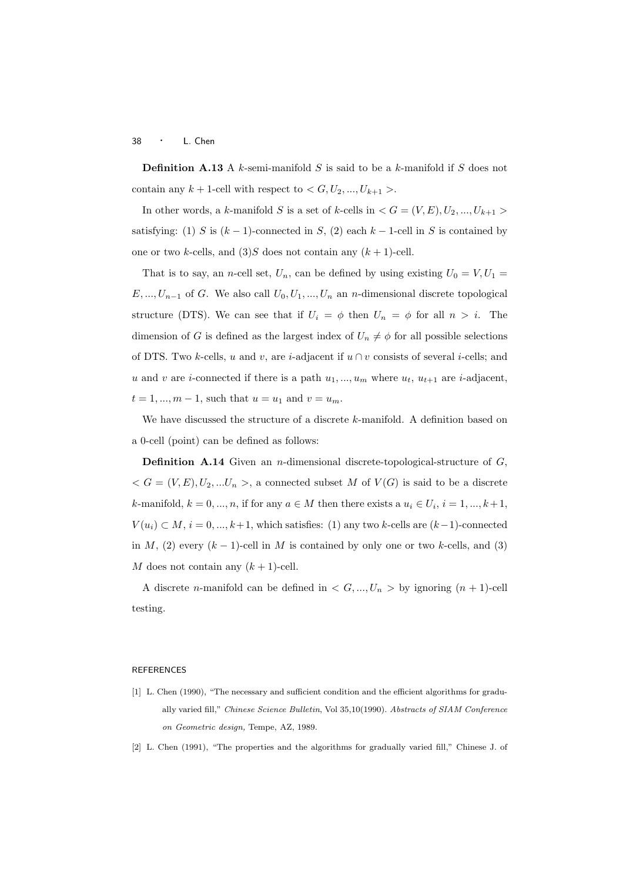**Definition A.13** A $k$-semi-manifold $S$ is said to be a $k$-manifold if $S$ does not contain any $k+1$-cell with respect to $< G, U_2, ..., U_{k+1} >$.

In other words, a $k$-manifold $S$ is a set of $k$-cells in $< G = (V, E), U_2, ..., U_{k+1} >$ satisfying: (1) $S$ is $(k-1)$-connected in $S$, (2) each $k-1$-cell in $S$ is contained by one or two $k$-cells, and (3)$S$ does not contain any $(k+1)$-cell.

That is to say, an $n$-cell set, $U_n$, can be defined by using existing $U_0 = V, U_1 = E, ..., U_{n-1}$ of $G$. We also call $U_0, U_1, ..., U_n$ an $n$-dimensional discrete topological structure (DTS). We can see that if $U_i = \phi$ then $U_n = \phi$ for all $n > i$. The dimension of $G$ is defined as the largest index of $U_n \neq \phi$ for all possible selections of DTS. Two $k$-cells, $u$ and $v$, are $i$-adjacent if $u \cap v$ consists of several $i$-cells; and $u$ and $v$ are $i$-connected if there is a path $u_1, ..., u_m$ where $u_t$, $u_{t+1}$ are $i$-adjacent, $t = 1, ..., m-1$, such that $u = u_1$ and $v = u_m$.

We have discussed the structure of a discrete $k$-manifold. A definition based on a 0-cell (point) can be defined as follows:

**Definition A.14** Given an $n$-dimensional discrete-topological-structure of $G$, $< G = (V, E), U_2, ...U_n >$, a connected subset $M$ of $V(G)$ is said to be a discrete $k$-manifold, $k = 0, ..., n$, if for any $a \in M$ then there exists a $u_i \in U_i$, $i = 1, ..., k+1$, $V(u_i) \subset M$, $i = 0, ..., k+1$, which satisfies: (1) any two $k$-cells are $(k-1)$-connected in $M$, (2) every $(k-1)$-cell in $M$ is contained by only one or two $k$-cells, and (3) $M$ does not contain any $(k+1)$-cell.

A discrete $n$-manifold can be defined in $< G, ..., U_n >$ by ignoring $(n+1)$-cell testing.

## REFERENCES

[1] L. Chen (1990), "The necessary and sufficient condition and the efficient algorithms for gradually varied fill," *Chinese Science Bulletin*, Vol 35,10(1990). *Abstracts of SIAM Conference on Geometric design,* Tempe, AZ, 1989.

[2] L. Chen (1991), "The properties and the algorithms for gradually varied fill," Chinese J. of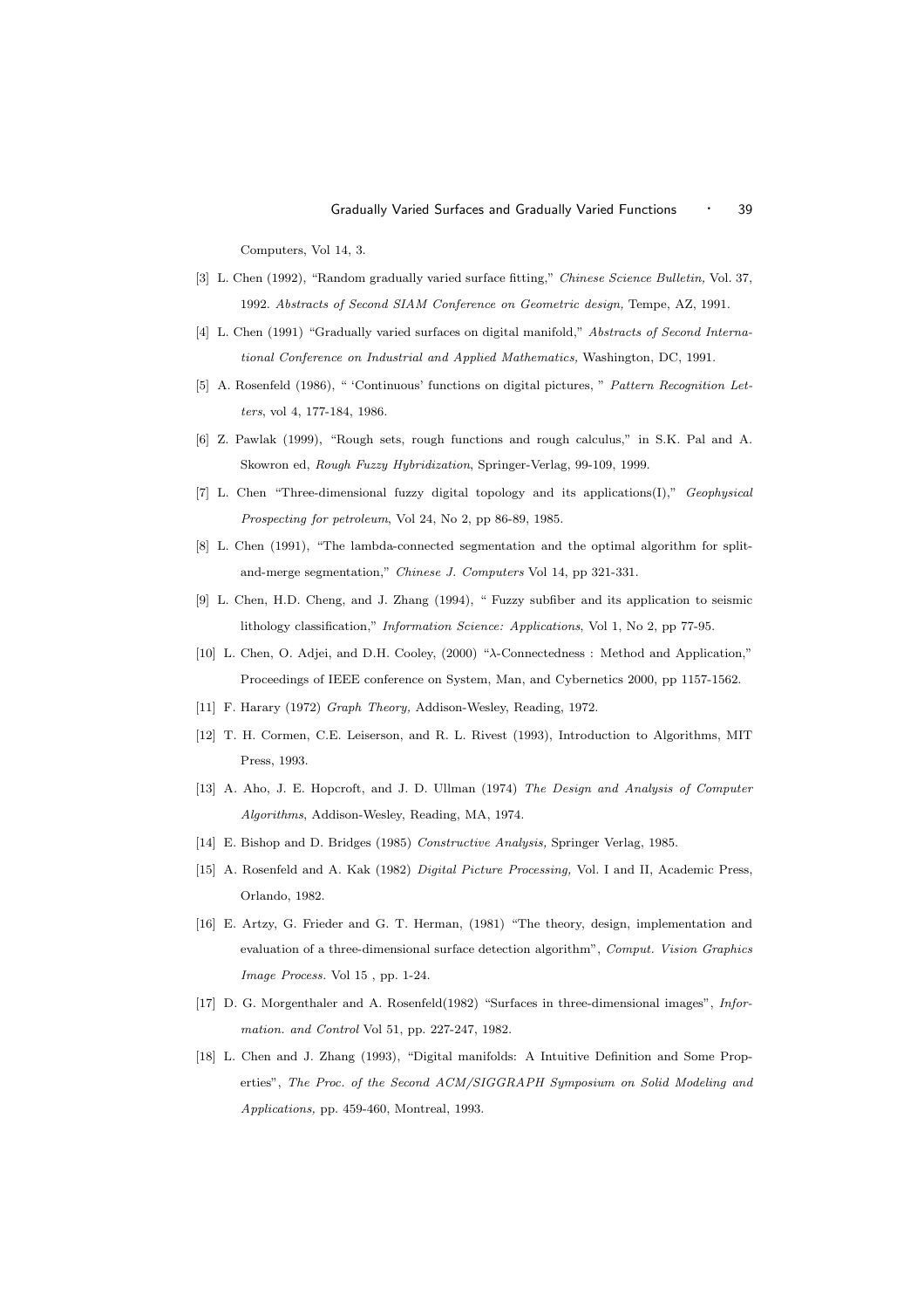Computers, Vol 14, 3.

[3] L. Chen (1992), "Random gradually varied surface fitting," *Chinese Science Bulletin,* Vol. 37, 1992. *Abstracts of Second SIAM Conference on Geometric design,* Tempe, AZ, 1991.

[4] L. Chen (1991) "Gradually varied surfaces on digital manifold," *Abstracts of Second International Conference on Industrial and Applied Mathematics,* Washington, DC, 1991.

[5] A. Rosenfeld (1986), " 'Continuous' functions on digital pictures, " *Pattern Recognition Letters*, vol 4, 177-184, 1986.

[6] Z. Pawlak (1999), "Rough sets, rough functions and rough calculus," in S.K. Pal and A. Skowron ed, *Rough Fuzzy Hybridization*, Springer-Verlag, 99-109, 1999.

[7] L. Chen "Three-dimensional fuzzy digital topology and its applications(I)," *Geophysical Prospecting for petroleum*, Vol 24, No 2, pp 86-89, 1985.

[8] L. Chen (1991), "The lambda-connected segmentation and the optimal algorithm for split-and-merge segmentation," *Chinese J. Computers* Vol 14, pp 321-331.

[9] L. Chen, H.D. Cheng, and J. Zhang (1994), " Fuzzy subfiber and its application to seismic lithology classification," *Information Science: Applications*, Vol 1, No 2, pp 77-95.

[10] L. Chen, O. Adjei, and D.H. Cooley, (2000) "$\lambda$-Connectedness : Method and Application," Proceedings of IEEE conference on System, Man, and Cybernetics 2000, pp 1157-1562.

[11] F. Harary (1972) *Graph Theory,* Addison-Wesley, Reading, 1972.

[12] T. H. Cormen, C.E. Leiserson, and R. L. Rivest (1993), Introduction to Algorithms, MIT Press, 1993.

[13] A. Aho, J. E. Hopcroft, and J. D. Ullman (1974) *The Design and Analysis of Computer Algorithms*, Addison-Wesley, Reading, MA, 1974.

[14] E. Bishop and D. Bridges (1985) *Constructive Analysis,* Springer Verlag, 1985.

[15] A. Rosenfeld and A. Kak (1982) *Digital Picture Processing,* Vol. I and II, Academic Press, Orlando, 1982.

[16] E. Artzy, G. Frieder and G. T. Herman, (1981) "The theory, design, implementation and evaluation of a three-dimensional surface detection algorithm", *Comput. Vision Graphics Image Process.* Vol 15 , pp. 1-24.

[17] D. G. Morgenthaler and A. Rosenfeld(1982) "Surfaces in three-dimensional images", *Information. and Control* Vol 51, pp. 227-247, 1982.

[18] L. Chen and J. Zhang (1993), "Digital manifolds: A Intuitive Definition and Some Properties", *The Proc. of the Second ACM/SIGGRAPH Symposium on Solid Modeling and Applications,* pp. 459-460, Montreal, 1993.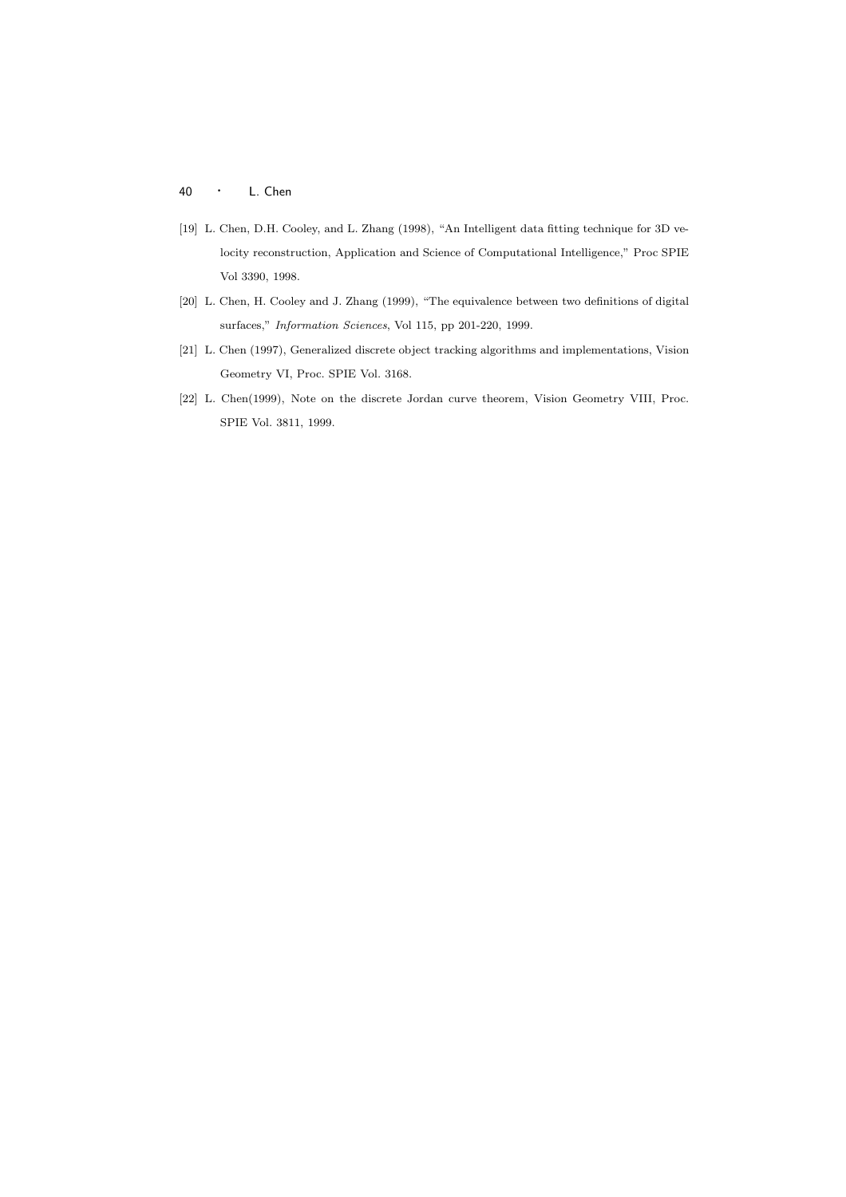[19] L. Chen, D.H. Cooley, and L. Zhang (1998), "An Intelligent data fitting technique for 3D velocity reconstruction, Application and Science of Computational Intelligence," Proc SPIE Vol 3390, 1998.

[20] L. Chen, H. Cooley and J. Zhang (1999), "The equivalence between two definitions of digital surfaces," *Information Sciences*, Vol 115, pp 201-220, 1999.

[21] L. Chen (1997), Generalized discrete object tracking algorithms and implementations, Vision Geometry VI, Proc. SPIE Vol. 3168.

[22] L. Chen(1999), Note on the discrete Jordan curve theorem, Vision Geometry VIII, Proc. SPIE Vol. 3811, 1999.